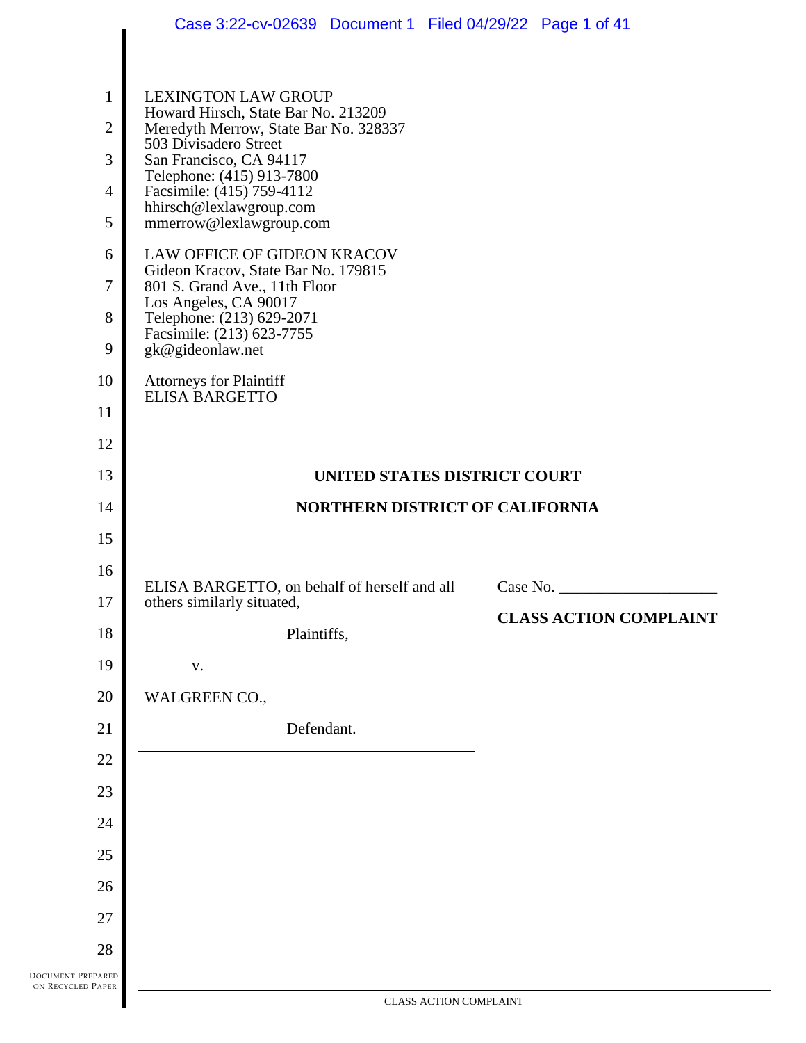LEXINGTON LAW GROUP
Howard Hirsch, State Bar No. 213209
Meredyth Merrow, State Bar No. 328337
503 Divisadero Street
San Francisco, CA 94117
Telephone: (415) 913-7800
Facsimile: (415) 759-4112
hhirsch@lexlawgroup.com
mmerrow@lexlawgroup.com

LAW OFFICE OF GIDEON KRACOV
Gideon Kracov, State Bar No. 179815
801 S. Grand Ave., 11th Floor
Los Angeles, CA 90017
Telephone: (213) 629-2071
Facsimile: (213) 623-7755
gk@gideonlaw.net

Attorneys for Plaintiff
ELISA BARGETTO

**UNITED STATES DISTRICT COURT**

**NORTHERN DISTRICT OF CALIFORNIA**

ELISA BARGETTO, on behalf of herself and all others similarly situated,

Plaintiffs,

v.

WALGREEN CO.,

Defendant.

Case No. ____________________

**CLASS ACTION COMPLAINT**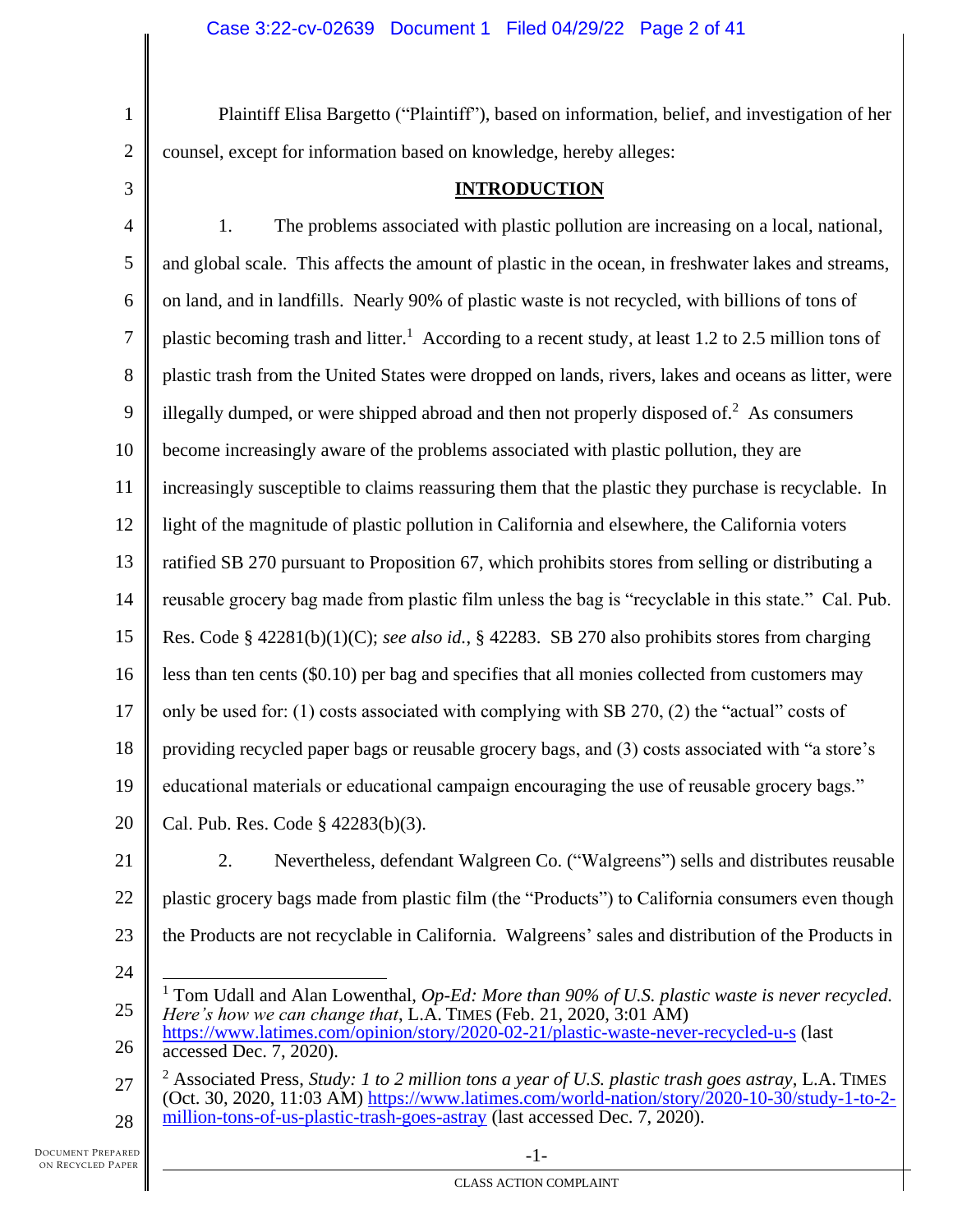Plaintiff Elisa Bargetto ("Plaintiff"), based on information, belief, and investigation of her counsel, except for information based on knowledge, hereby alleges:

## INTRODUCTION

1. The problems associated with plastic pollution are increasing on a local, national, and global scale. This affects the amount of plastic in the ocean, in freshwater lakes and streams, on land, and in landfills. Nearly 90% of plastic waste is not recycled, with billions of tons of plastic becoming trash and litter.[1] According to a recent study, at least 1.2 to 2.5 million tons of plastic trash from the United States were dropped on lands, rivers, lakes and oceans as litter, were illegally dumped, or were shipped abroad and then not properly disposed of.[2] As consumers become increasingly aware of the problems associated with plastic pollution, they are increasingly susceptible to claims reassuring them that the plastic they purchase is recyclable. In light of the magnitude of plastic pollution in California and elsewhere, the California voters ratified SB 270 pursuant to Proposition 67, which prohibits stores from selling or distributing a reusable grocery bag made from plastic film unless the bag is "recyclable in this state." Cal. Pub. Res. Code § 42281(b)(1)(C); *see also id.*, § 42283. SB 270 also prohibits stores from charging less than ten cents ($0.10) per bag and specifies that all monies collected from customers may only be used for: (1) costs associated with complying with SB 270, (2) the "actual" costs of providing recycled paper bags or reusable grocery bags, and (3) costs associated with "a store's educational materials or educational campaign encouraging the use of reusable grocery bags." Cal. Pub. Res. Code § 42283(b)(3).

2. Nevertheless, defendant Walgreen Co. ("Walgreens") sells and distributes reusable plastic grocery bags made from plastic film (the "Products") to California consumers even though the Products are not recyclable in California. Walgreens' sales and distribution of the Products in

---

[1] Tom Udall and Alan Lowenthal, *Op-Ed: More than 90% of U.S. plastic waste is never recycled. Here's how we can change that*, L.A. TIMES (Feb. 21, 2020, 3:01 AM) https://www.latimes.com/opinion/story/2020-02-21/plastic-waste-never-recycled-u-s (last accessed Dec. 7, 2020).

[2] Associated Press, *Study: 1 to 2 million tons a year of U.S. plastic trash goes astray*, L.A. TIMES (Oct. 30, 2020, 11:03 AM) https://www.latimes.com/world-nation/story/2020-10-30/study-1-to-2-million-tons-of-us-plastic-trash-goes-astray (last accessed Dec. 7, 2020).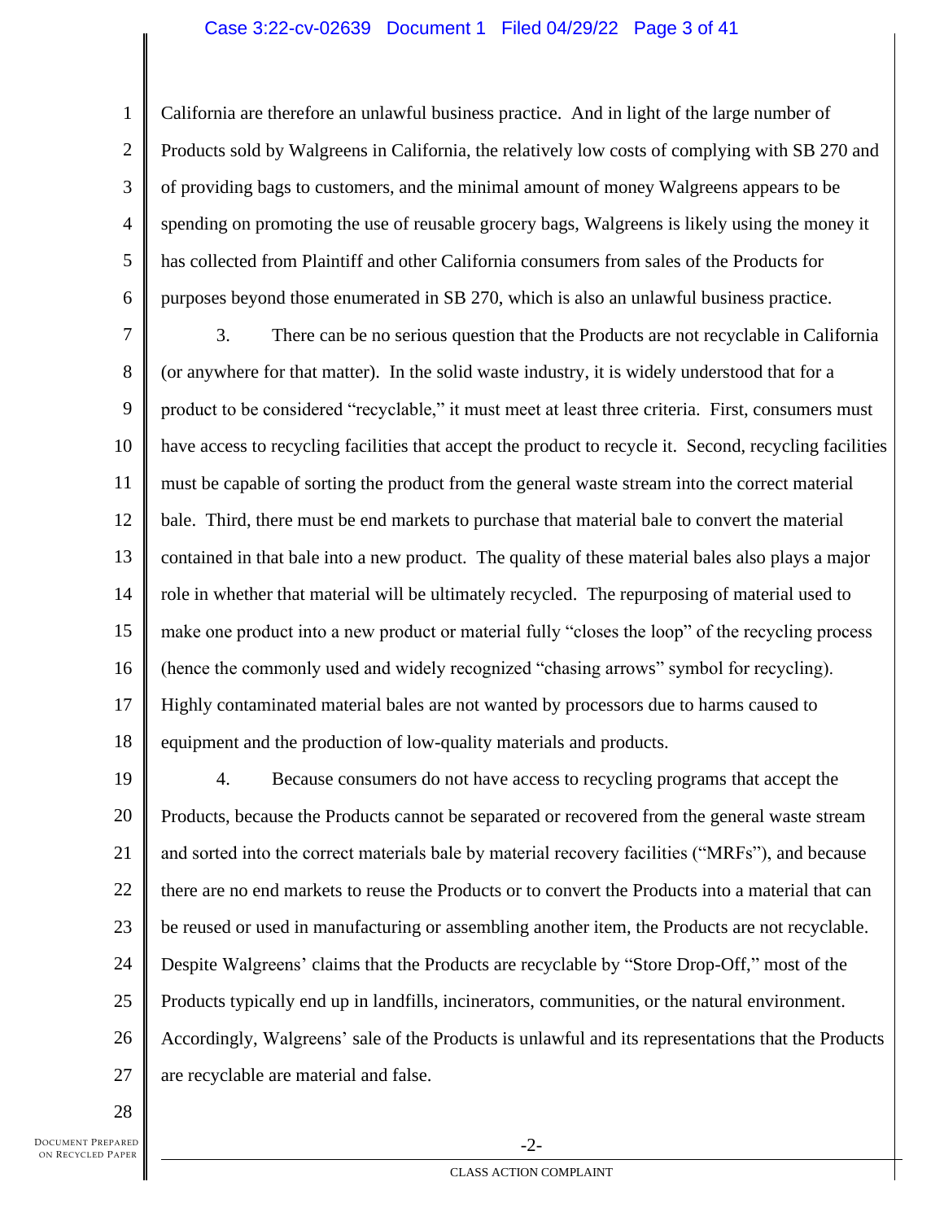California are therefore an unlawful business practice. And in light of the large number of Products sold by Walgreens in California, the relatively low costs of complying with SB 270 and of providing bags to customers, and the minimal amount of money Walgreens appears to be spending on promoting the use of reusable grocery bags, Walgreens is likely using the money it has collected from Plaintiff and other California consumers from sales of the Products for purposes beyond those enumerated in SB 270, which is also an unlawful business practice.

3. There can be no serious question that the Products are not recyclable in California (or anywhere for that matter). In the solid waste industry, it is widely understood that for a product to be considered "recyclable," it must meet at least three criteria. First, consumers must have access to recycling facilities that accept the product to recycle it. Second, recycling facilities must be capable of sorting the product from the general waste stream into the correct material bale. Third, there must be end markets to purchase that material bale to convert the material contained in that bale into a new product. The quality of these material bales also plays a major role in whether that material will be ultimately recycled. The repurposing of material used to make one product into a new product or material fully "closes the loop" of the recycling process (hence the commonly used and widely recognized "chasing arrows" symbol for recycling). Highly contaminated material bales are not wanted by processors due to harms caused to equipment and the production of low-quality materials and products.

4. Because consumers do not have access to recycling programs that accept the Products, because the Products cannot be separated or recovered from the general waste stream and sorted into the correct materials bale by material recovery facilities ("MRFs"), and because there are no end markets to reuse the Products or to convert the Products into a material that can be reused or used in manufacturing or assembling another item, the Products are not recyclable. Despite Walgreens' claims that the Products are recyclable by "Store Drop-Off," most of the Products typically end up in landfills, incinerators, communities, or the natural environment. Accordingly, Walgreens' sale of the Products is unlawful and its representations that the Products are recyclable are material and false.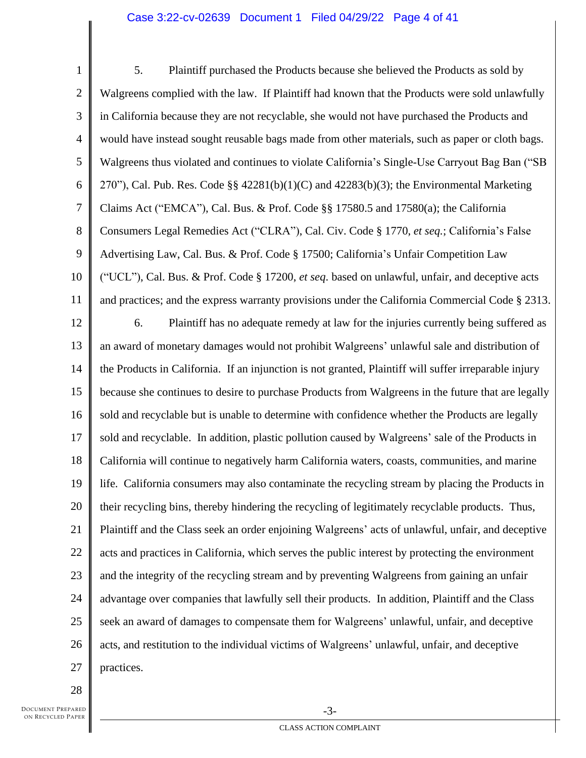5. Plaintiff purchased the Products because she believed the Products as sold by Walgreens complied with the law. If Plaintiff had known that the Products were sold unlawfully in California because they are not recyclable, she would not have purchased the Products and would have instead sought reusable bags made from other materials, such as paper or cloth bags. Walgreens thus violated and continues to violate California's Single-Use Carryout Bag Ban ("SB 270"), Cal. Pub. Res. Code §§ 42281(b)(1)(C) and 42283(b)(3); the Environmental Marketing Claims Act ("EMCA"), Cal. Bus. & Prof. Code §§ 17580.5 and 17580(a); the California Consumers Legal Remedies Act ("CLRA"), Cal. Civ. Code § 1770, *et seq.*; California's False Advertising Law, Cal. Bus. & Prof. Code § 17500; California's Unfair Competition Law ("UCL"), Cal. Bus. & Prof. Code § 17200, *et seq*. based on unlawful, unfair, and deceptive acts and practices; and the express warranty provisions under the California Commercial Code § 2313.

6. Plaintiff has no adequate remedy at law for the injuries currently being suffered as an award of monetary damages would not prohibit Walgreens' unlawful sale and distribution of the Products in California. If an injunction is not granted, Plaintiff will suffer irreparable injury because she continues to desire to purchase Products from Walgreens in the future that are legally sold and recyclable but is unable to determine with confidence whether the Products are legally sold and recyclable. In addition, plastic pollution caused by Walgreens' sale of the Products in California will continue to negatively harm California waters, coasts, communities, and marine life. California consumers may also contaminate the recycling stream by placing the Products in their recycling bins, thereby hindering the recycling of legitimately recyclable products. Thus, Plaintiff and the Class seek an order enjoining Walgreens' acts of unlawful, unfair, and deceptive acts and practices in California, which serves the public interest by protecting the environment and the integrity of the recycling stream and by preventing Walgreens from gaining an unfair advantage over companies that lawfully sell their products. In addition, Plaintiff and the Class seek an award of damages to compensate them for Walgreens' unlawful, unfair, and deceptive acts, and restitution to the individual victims of Walgreens' unlawful, unfair, and deceptive practices.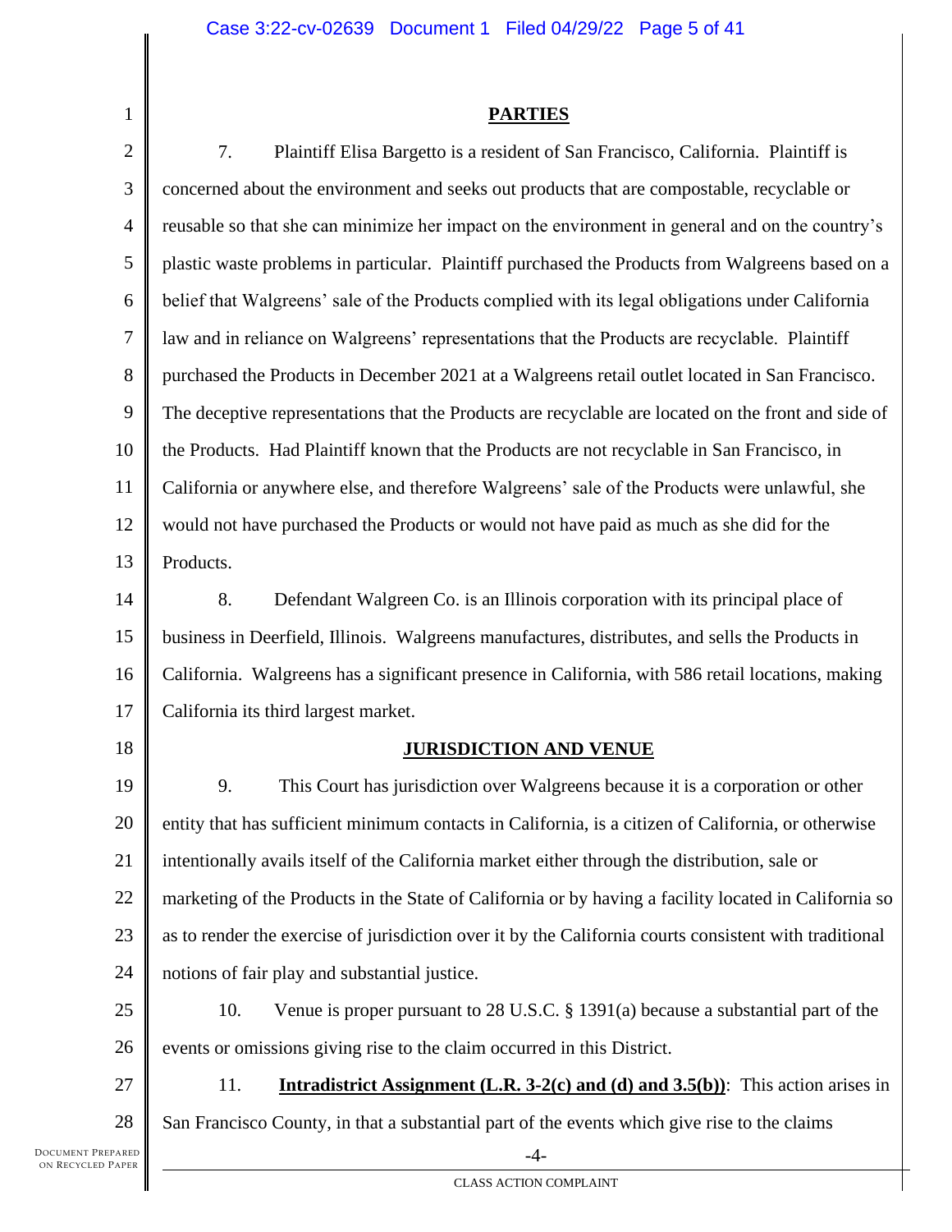## PARTIES

7. Plaintiff Elisa Bargetto is a resident of San Francisco, California. Plaintiff is concerned about the environment and seeks out products that are compostable, recyclable or reusable so that she can minimize her impact on the environment in general and on the country's plastic waste problems in particular. Plaintiff purchased the Products from Walgreens based on a belief that Walgreens' sale of the Products complied with its legal obligations under California law and in reliance on Walgreens' representations that the Products are recyclable. Plaintiff purchased the Products in December 2021 at a Walgreens retail outlet located in San Francisco. The deceptive representations that the Products are recyclable are located on the front and side of the Products. Had Plaintiff known that the Products are not recyclable in San Francisco, in California or anywhere else, and therefore Walgreens' sale of the Products were unlawful, she would not have purchased the Products or would not have paid as much as she did for the Products.

8. Defendant Walgreen Co. is an Illinois corporation with its principal place of business in Deerfield, Illinois. Walgreens manufactures, distributes, and sells the Products in California. Walgreens has a significant presence in California, with 586 retail locations, making California its third largest market.

## JURISDICTION AND VENUE

9. This Court has jurisdiction over Walgreens because it is a corporation or other entity that has sufficient minimum contacts in California, is a citizen of California, or otherwise intentionally avails itself of the California market either through the distribution, sale or marketing of the Products in the State of California or by having a facility located in California so as to render the exercise of jurisdiction over it by the California courts consistent with traditional notions of fair play and substantial justice.

10. Venue is proper pursuant to 28 U.S.C. § 1391(a) because a substantial part of the events or omissions giving rise to the claim occurred in this District.

11. **Intradistrict Assignment (L.R. 3-2(c) and (d) and 3.5(b))**: This action arises in San Francisco County, in that a substantial part of the events which give rise to the claims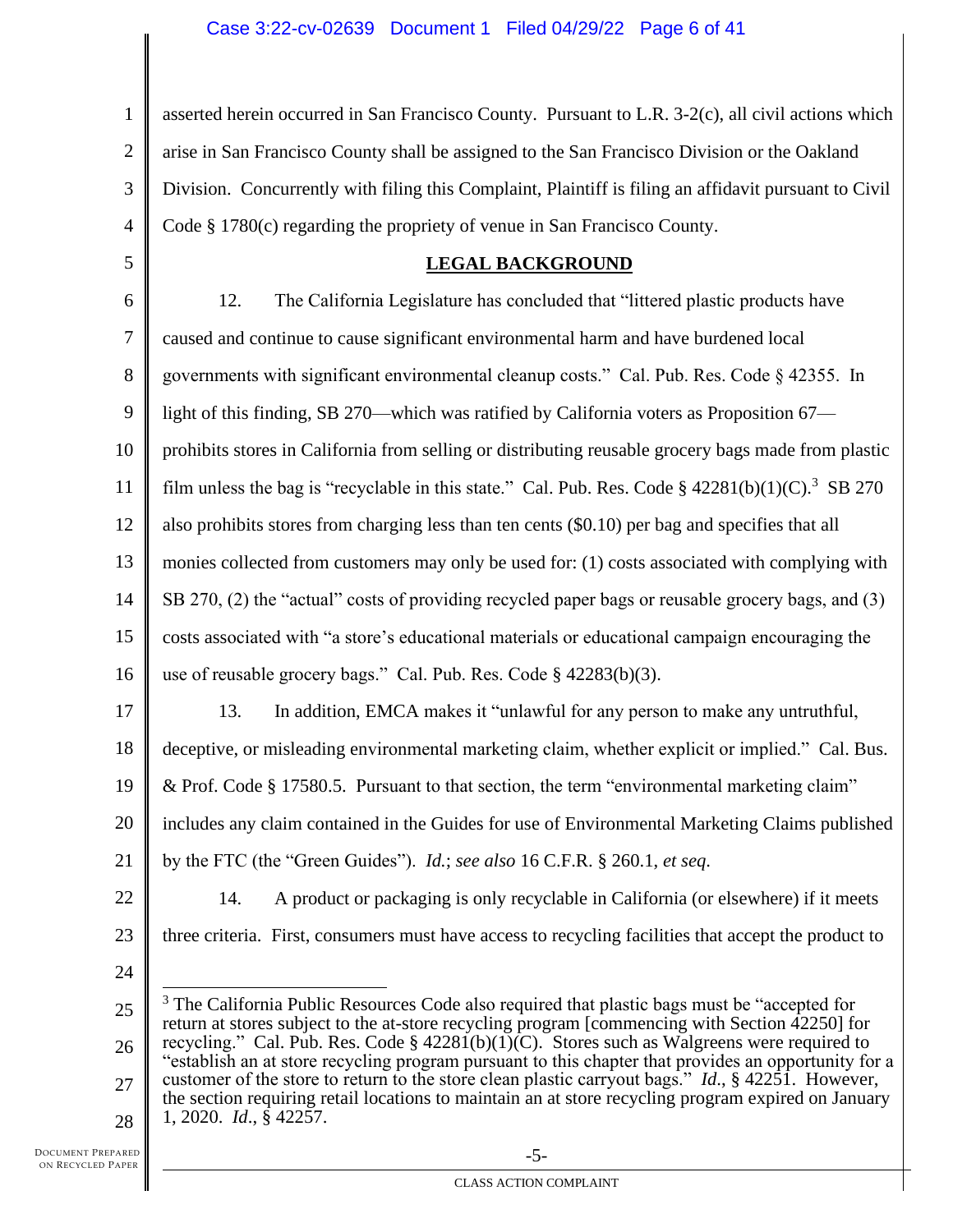asserted herein occurred in San Francisco County. Pursuant to L.R. 3-2(c), all civil actions which arise in San Francisco County shall be assigned to the San Francisco Division or the Oakland Division. Concurrently with filing this Complaint, Plaintiff is filing an affidavit pursuant to Civil Code § 1780(c) regarding the propriety of venue in San Francisco County.

## LEGAL BACKGROUND

12. The California Legislature has concluded that "littered plastic products have caused and continue to cause significant environmental harm and have burdened local governments with significant environmental cleanup costs." Cal. Pub. Res. Code § 42355. In light of this finding, SB 270—which was ratified by California voters as Proposition 67—prohibits stores in California from selling or distributing reusable grocery bags made from plastic film unless the bag is "recyclable in this state." Cal. Pub. Res. Code § 42281(b)(1)(C).[3] SB 270 also prohibits stores from charging less than ten cents ($0.10) per bag and specifies that all monies collected from customers may only be used for: (1) costs associated with complying with SB 270, (2) the "actual" costs of providing recycled paper bags or reusable grocery bags, and (3) costs associated with "a store's educational materials or educational campaign encouraging the use of reusable grocery bags." Cal. Pub. Res. Code § 42283(b)(3).

13. In addition, EMCA makes it "unlawful for any person to make any untruthful, deceptive, or misleading environmental marketing claim, whether explicit or implied." Cal. Bus. & Prof. Code § 17580.5. Pursuant to that section, the term "environmental marketing claim" includes any claim contained in the Guides for use of Environmental Marketing Claims published by the FTC (the "Green Guides"). *Id.*; *see also* 16 C.F.R. § 260.1, *et seq.*

14. A product or packaging is only recyclable in California (or elsewhere) if it meets three criteria. First, consumers must have access to recycling facilities that accept the product to

[3] The California Public Resources Code also required that plastic bags must be "accepted for return at stores subject to the at-store recycling program [commencing with Section 42250] for recycling." Cal. Pub. Res. Code § 42281(b)(1)(C). Stores such as Walgreens were required to "establish an at store recycling program pursuant to this chapter that provides an opportunity for a customer of the store to return to the store clean plastic carryout bags." *Id.*, § 42251. However, the section requiring retail locations to maintain an at store recycling program expired on January 1, 2020. *Id.*, § 42257.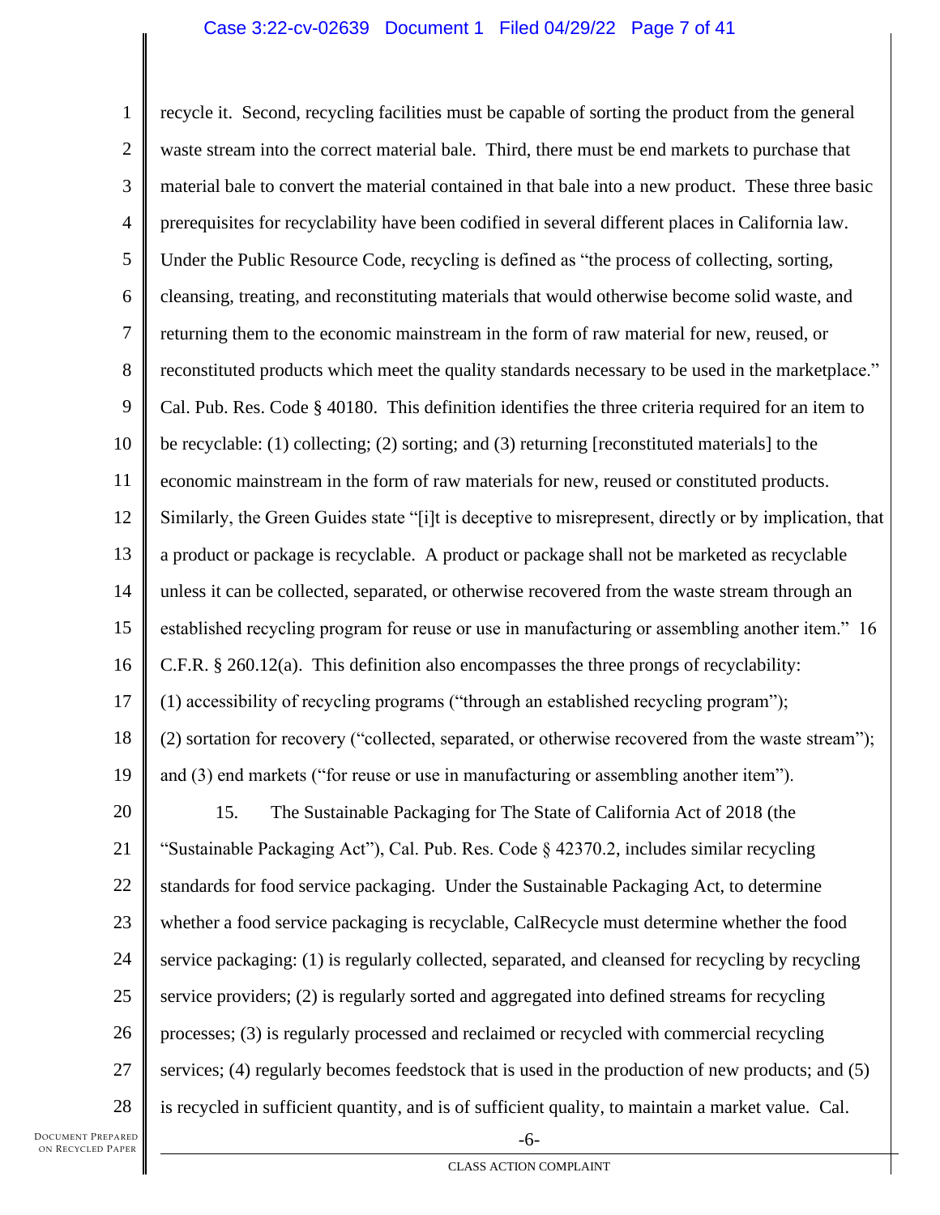recycle it. Second, recycling facilities must be capable of sorting the product from the general waste stream into the correct material bale. Third, there must be end markets to purchase that material bale to convert the material contained in that bale into a new product. These three basic prerequisites for recyclability have been codified in several different places in California law. Under the Public Resource Code, recycling is defined as "the process of collecting, sorting, cleansing, treating, and reconstituting materials that would otherwise become solid waste, and returning them to the economic mainstream in the form of raw material for new, reused, or reconstituted products which meet the quality standards necessary to be used in the marketplace." Cal. Pub. Res. Code § 40180. This definition identifies the three criteria required for an item to be recyclable: (1) collecting; (2) sorting; and (3) returning [reconstituted materials] to the economic mainstream in the form of raw materials for new, reused or constituted products. Similarly, the Green Guides state "[i]t is deceptive to misrepresent, directly or by implication, that a product or package is recyclable. A product or package shall not be marketed as recyclable unless it can be collected, separated, or otherwise recovered from the waste stream through an established recycling program for reuse or use in manufacturing or assembling another item." 16 C.F.R. § 260.12(a). This definition also encompasses the three prongs of recyclability: (1) accessibility of recycling programs ("through an established recycling program"); (2) sortation for recovery ("collected, separated, or otherwise recovered from the waste stream"); and (3) end markets ("for reuse or use in manufacturing or assembling another item").

15. The Sustainable Packaging for The State of California Act of 2018 (the "Sustainable Packaging Act"), Cal. Pub. Res. Code § 42370.2, includes similar recycling standards for food service packaging. Under the Sustainable Packaging Act, to determine whether a food service packaging is recyclable, CalRecycle must determine whether the food service packaging: (1) is regularly collected, separated, and cleansed for recycling by recycling service providers; (2) is regularly sorted and aggregated into defined streams for recycling processes; (3) is regularly processed and reclaimed or recycled with commercial recycling services; (4) regularly becomes feedstock that is used in the production of new products; and (5) is recycled in sufficient quantity, and is of sufficient quality, to maintain a market value. Cal.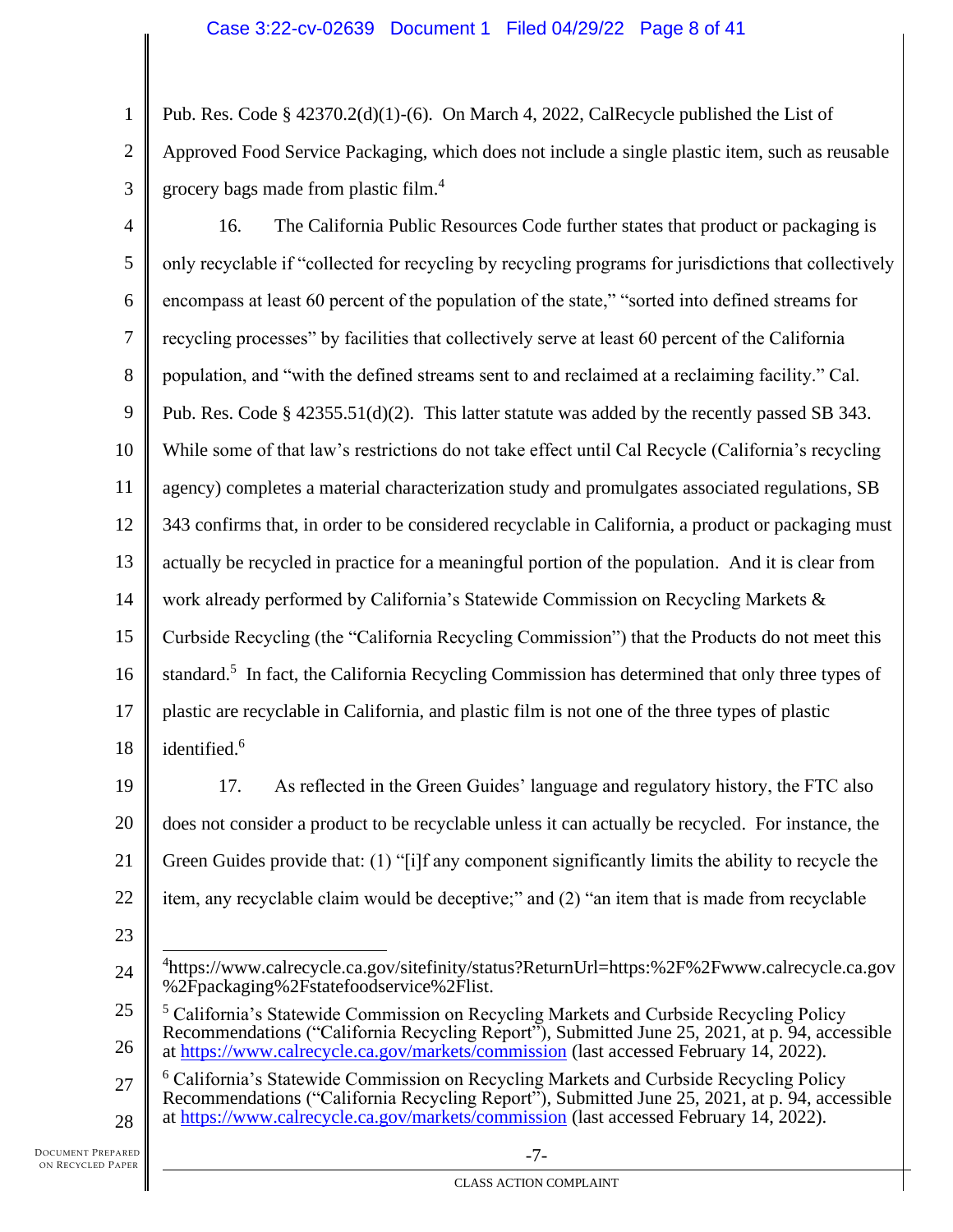Pub. Res. Code § 42370.2(d)(1)-(6). On March 4, 2022, CalRecycle published the List of Approved Food Service Packaging, which does not include a single plastic item, such as reusable grocery bags made from plastic film.[4]

16. The California Public Resources Code further states that product or packaging is only recyclable if "collected for recycling by recycling programs for jurisdictions that collectively encompass at least 60 percent of the population of the state," "sorted into defined streams for recycling processes" by facilities that collectively serve at least 60 percent of the California population, and "with the defined streams sent to and reclaimed at a reclaiming facility." Cal. Pub. Res. Code § 42355.51(d)(2). This latter statute was added by the recently passed SB 343. While some of that law's restrictions do not take effect until Cal Recycle (California's recycling agency) completes a material characterization study and promulgates associated regulations, SB 343 confirms that, in order to be considered recyclable in California, a product or packaging must actually be recycled in practice for a meaningful portion of the population. And it is clear from work already performed by California's Statewide Commission on Recycling Markets & Curbside Recycling (the "California Recycling Commission") that the Products do not meet this standard.[5] In fact, the California Recycling Commission has determined that only three types of plastic are recyclable in California, and plastic film is not one of the three types of plastic identified.[6]

17. As reflected in the Green Guides' language and regulatory history, the FTC also does not consider a product to be recyclable unless it can actually be recycled. For instance, the Green Guides provide that: (1) "[i]f any component significantly limits the ability to recycle the item, any recyclable claim would be deceptive;" and (2) "an item that is made from recyclable

---

[4] https://www.calrecycle.ca.gov/sitefinity/status?ReturnUrl=https:%2F%2Fwww.calrecycle.ca.gov%2Fpackaging%2Fstatefoodservice%2Flist.

[5] California's Statewide Commission on Recycling Markets and Curbside Recycling Policy Recommendations ("California Recycling Report"), Submitted June 25, 2021, at p. 94, accessible at https://www.calrecycle.ca.gov/markets/commission (last accessed February 14, 2022).

[6] California's Statewide Commission on Recycling Markets and Curbside Recycling Policy Recommendations ("California Recycling Report"), Submitted June 25, 2021, at p. 94, accessible at https://www.calrecycle.ca.gov/markets/commission (last accessed February 14, 2022).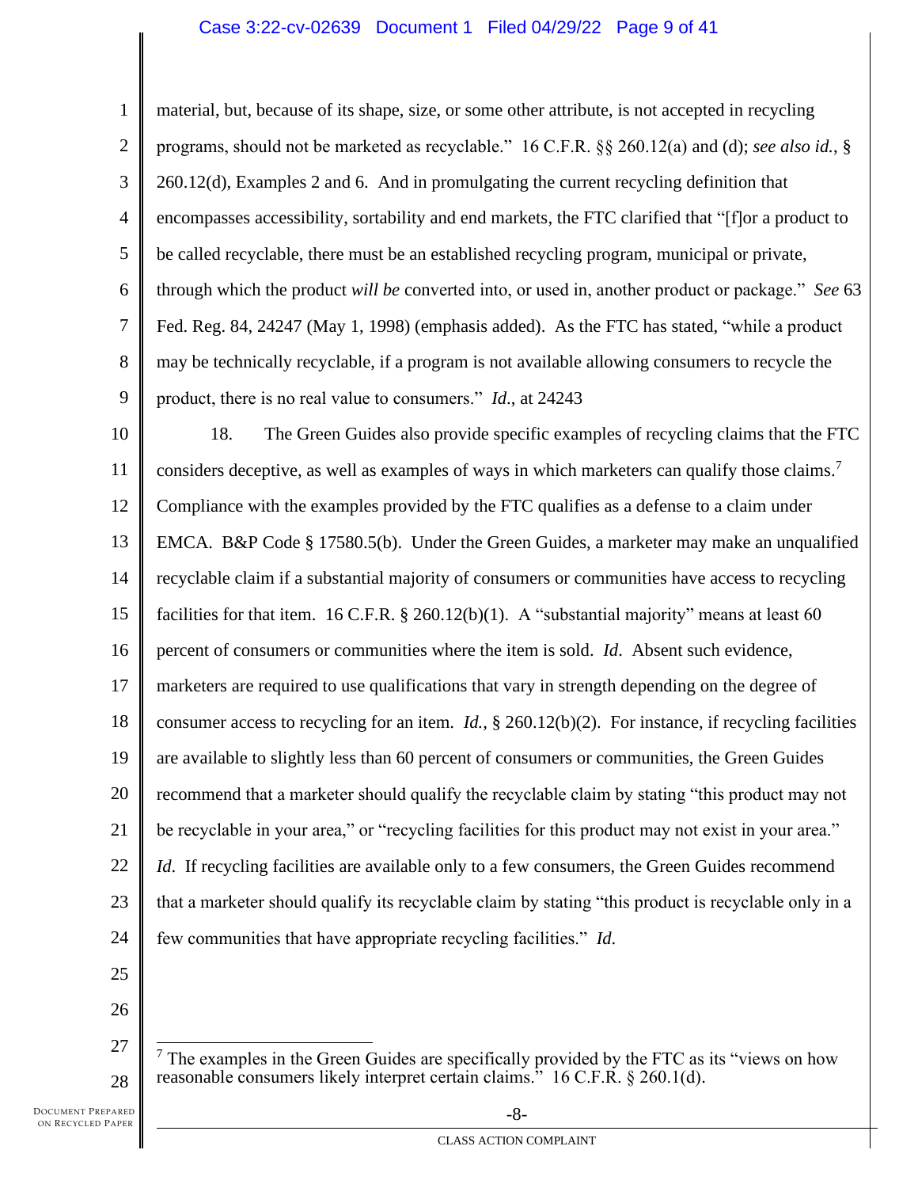material, but, because of its shape, size, or some other attribute, is not accepted in recycling programs, should not be marketed as recyclable." 16 C.F.R. §§ 260.12(a) and (d); *see also id.*, § 260.12(d), Examples 2 and 6. And in promulgating the current recycling definition that encompasses accessibility, sortability and end markets, the FTC clarified that "[f]or a product to be called recyclable, there must be an established recycling program, municipal or private, through which the product *will be* converted into, or used in, another product or package." *See* 63 Fed. Reg. 84, 24247 (May 1, 1998) (emphasis added). As the FTC has stated, "while a product may be technically recyclable, if a program is not available allowing consumers to recycle the product, there is no real value to consumers." *Id.*, at 24243

18. The Green Guides also provide specific examples of recycling claims that the FTC considers deceptive, as well as examples of ways in which marketers can qualify those claims.[7] Compliance with the examples provided by the FTC qualifies as a defense to a claim under EMCA. B&P Code § 17580.5(b). Under the Green Guides, a marketer may make an unqualified recyclable claim if a substantial majority of consumers or communities have access to recycling facilities for that item. 16 C.F.R. § 260.12(b)(1). A "substantial majority" means at least 60 percent of consumers or communities where the item is sold. *Id*. Absent such evidence, marketers are required to use qualifications that vary in strength depending on the degree of consumer access to recycling for an item. *Id.*, § 260.12(b)(2). For instance, if recycling facilities are available to slightly less than 60 percent of consumers or communities, the Green Guides recommend that a marketer should qualify the recyclable claim by stating "this product may not be recyclable in your area," or "recycling facilities for this product may not exist in your area." *Id*. If recycling facilities are available only to a few consumers, the Green Guides recommend that a marketer should qualify its recyclable claim by stating "this product is recyclable only in a few communities that have appropriate recycling facilities." *Id.*

---

[7] The examples in the Green Guides are specifically provided by the FTC as its "views on how reasonable consumers likely interpret certain claims." 16 C.F.R. § 260.1(d).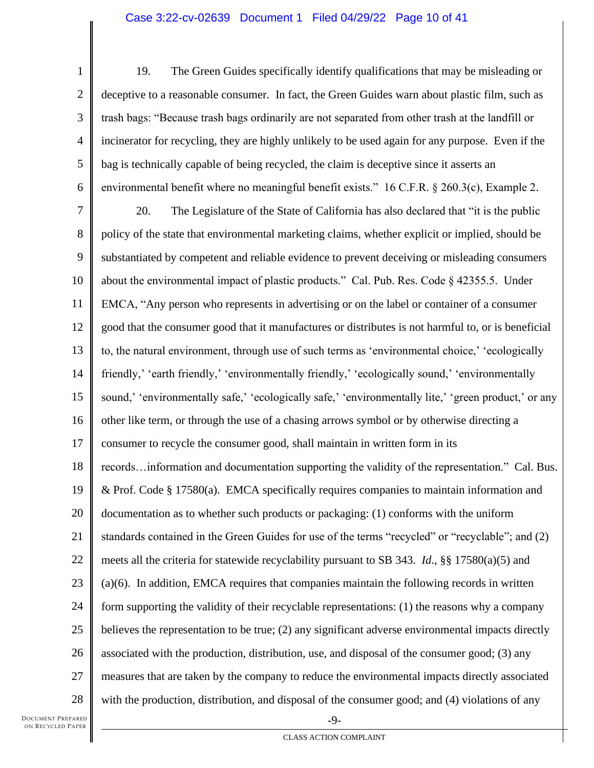19. The Green Guides specifically identify qualifications that may be misleading or deceptive to a reasonable consumer. In fact, the Green Guides warn about plastic film, such as trash bags: "Because trash bags ordinarily are not separated from other trash at the landfill or incinerator for recycling, they are highly unlikely to be used again for any purpose. Even if the bag is technically capable of being recycled, the claim is deceptive since it asserts an environmental benefit where no meaningful benefit exists." 16 C.F.R. § 260.3(c), Example 2.

20. The Legislature of the State of California has also declared that "it is the public policy of the state that environmental marketing claims, whether explicit or implied, should be substantiated by competent and reliable evidence to prevent deceiving or misleading consumers about the environmental impact of plastic products." Cal. Pub. Res. Code § 42355.5. Under EMCA, "Any person who represents in advertising or on the label or container of a consumer good that the consumer good that it manufactures or distributes is not harmful to, or is beneficial to, the natural environment, through use of such terms as 'environmental choice,' 'ecologically friendly,' 'earth friendly,' 'environmentally friendly,' 'ecologically sound,' 'environmentally sound,' 'environmentally safe,' 'ecologically safe,' 'environmentally lite,' 'green product,' or any other like term, or through the use of a chasing arrows symbol or by otherwise directing a consumer to recycle the consumer good, shall maintain in written form in its records…information and documentation supporting the validity of the representation." Cal. Bus. & Prof. Code § 17580(a). EMCA specifically requires companies to maintain information and documentation as to whether such products or packaging: (1) conforms with the uniform standards contained in the Green Guides for use of the terms "recycled" or "recyclable"; and (2) meets all the criteria for statewide recyclability pursuant to SB 343. *Id*., §§ 17580(a)(5) and (a)(6). In addition, EMCA requires that companies maintain the following records in written form supporting the validity of their recyclable representations: (1) the reasons why a company believes the representation to be true; (2) any significant adverse environmental impacts directly associated with the production, distribution, use, and disposal of the consumer good; (3) any measures that are taken by the company to reduce the environmental impacts directly associated with the production, distribution, and disposal of the consumer good; and (4) violations of any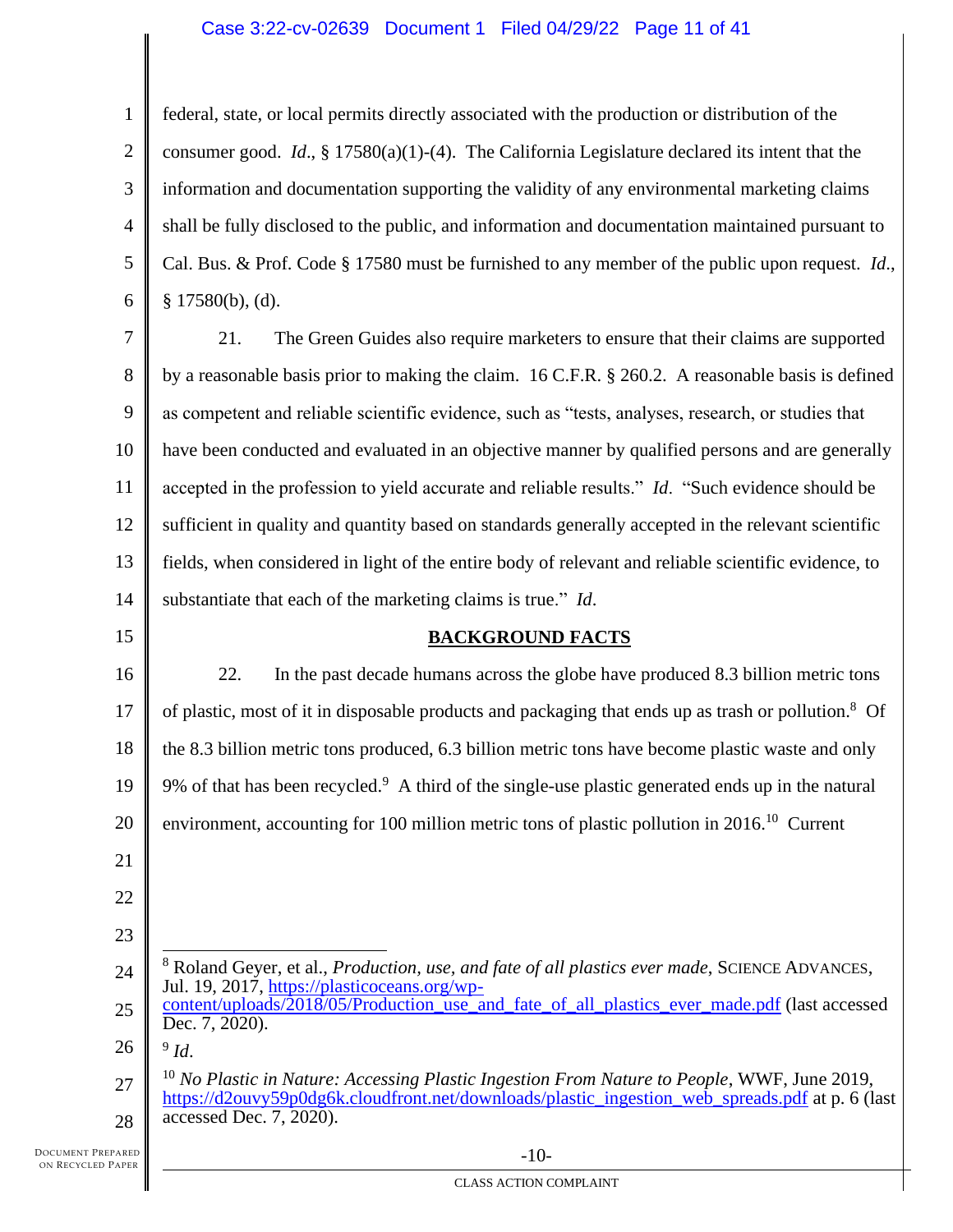federal, state, or local permits directly associated with the production or distribution of the consumer good. *Id*., § 17580(a)(1)-(4). The California Legislature declared its intent that the information and documentation supporting the validity of any environmental marketing claims shall be fully disclosed to the public, and information and documentation maintained pursuant to Cal. Bus. & Prof. Code § 17580 must be furnished to any member of the public upon request. *Id*., § 17580(b), (d).

21. The Green Guides also require marketers to ensure that their claims are supported by a reasonable basis prior to making the claim. 16 C.F.R. § 260.2. A reasonable basis is defined as competent and reliable scientific evidence, such as "tests, analyses, research, or studies that have been conducted and evaluated in an objective manner by qualified persons and are generally accepted in the profession to yield accurate and reliable results." *Id*. "Such evidence should be sufficient in quality and quantity based on standards generally accepted in the relevant scientific fields, when considered in light of the entire body of relevant and reliable scientific evidence, to substantiate that each of the marketing claims is true." *Id*.

## BACKGROUND FACTS

22. In the past decade humans across the globe have produced 8.3 billion metric tons of plastic, most of it in disposable products and packaging that ends up as trash or pollution.[8] Of the 8.3 billion metric tons produced, 6.3 billion metric tons have become plastic waste and only 9% of that has been recycled.[9] A third of the single-use plastic generated ends up in the natural environment, accounting for 100 million metric tons of plastic pollution in 2016.[10] Current

---

[8] Roland Geyer, et al., *Production, use, and fate of all plastics ever made*, SCIENCE ADVANCES, Jul. 19, 2017, https://plasticoceans.org/wp-content/uploads/2018/05/Production_use_and_fate_of_all_plastics_ever_made.pdf (last accessed Dec. 7, 2020).

[9] *Id*.

[10] *No Plastic in Nature: Accessing Plastic Ingestion From Nature to People*, WWF, June 2019, https://d2ouvy59p0dg6k.cloudfront.net/downloads/plastic_ingestion_web_spreads.pdf at p. 6 (last accessed Dec. 7, 2020).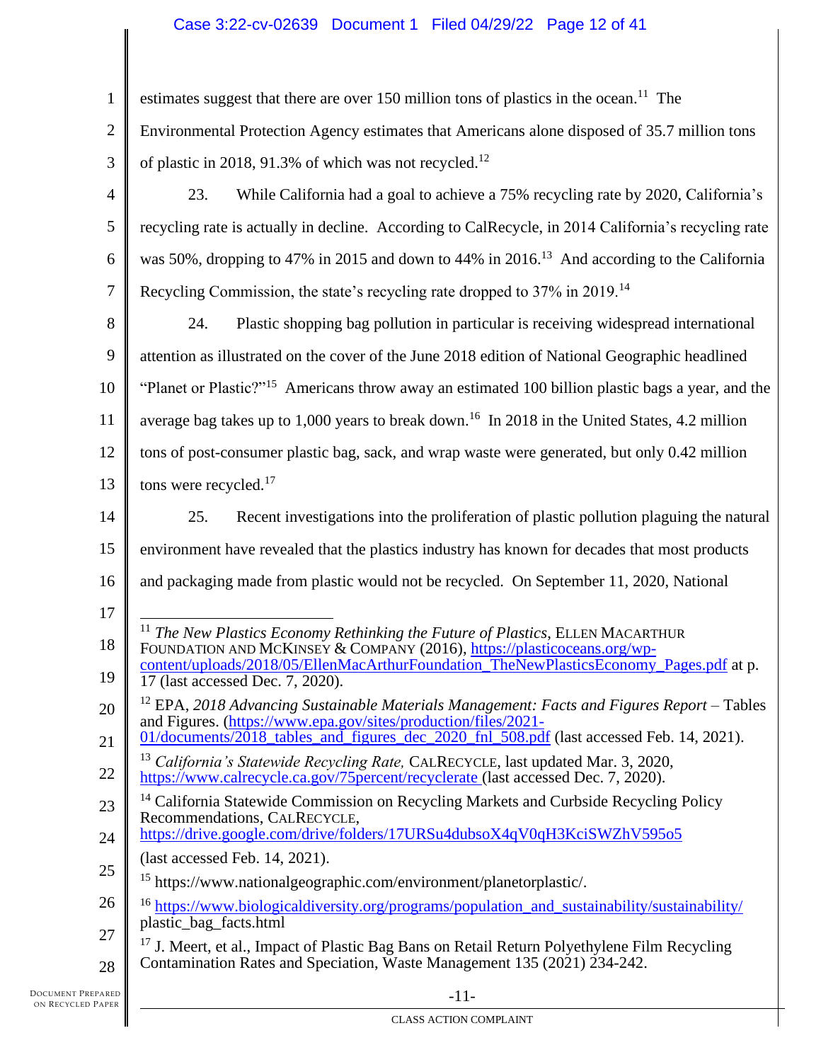estimates suggest that there are over 150 million tons of plastics in the ocean.[11] The Environmental Protection Agency estimates that Americans alone disposed of 35.7 million tons of plastic in 2018, 91.3% of which was not recycled.[12]

23. While California had a goal to achieve a 75% recycling rate by 2020, California's recycling rate is actually in decline. According to CalRecycle, in 2014 California's recycling rate was 50%, dropping to 47% in 2015 and down to 44% in 2016.[13] And according to the California Recycling Commission, the state's recycling rate dropped to 37% in 2019.[14]

24. Plastic shopping bag pollution in particular is receiving widespread international attention as illustrated on the cover of the June 2018 edition of National Geographic headlined "Planet or Plastic?"[15] Americans throw away an estimated 100 billion plastic bags a year, and the average bag takes up to 1,000 years to break down.[16] In 2018 in the United States, 4.2 million tons of post-consumer plastic bag, sack, and wrap waste were generated, but only 0.42 million tons were recycled.[17]

25. Recent investigations into the proliferation of plastic pollution plaguing the natural environment have revealed that the plastics industry has known for decades that most products and packaging made from plastic would not be recycled. On September 11, 2020, National

---

[11] *The New Plastics Economy Rethinking the Future of Plastics*, ELLEN MACARTHUR FOUNDATION AND MCKINSEY & COMPANY (2016), https://plasticoceans.org/wp-content/uploads/2018/05/EllenMacArthurFoundation_TheNewPlasticsEconomy_Pages.pdf at p. 17 (last accessed Dec. 7, 2020).

[12] EPA, *2018 Advancing Sustainable Materials Management: Facts and Figures Report* – Tables and Figures. (https://www.epa.gov/sites/production/files/2021-01/documents/2018_tables_and_figures_dec_2020_fnl_508.pdf (last accessed Feb. 14, 2021).

[13] *California's Statewide Recycling Rate,* CALRECYCLE, last updated Mar. 3, 2020, https://www.calrecycle.ca.gov/75percent/recyclerate (last accessed Dec. 7, 2020).

[14] California Statewide Commission on Recycling Markets and Curbside Recycling Policy Recommendations, CALRECYCLE, https://drive.google.com/drive/folders/17URSu4dubsoX4qV0qH3KciSWZhV595o5 (last accessed Feb. 14, 2021).

[15] https://www.nationalgeographic.com/environment/planetorplastic/.

[16] https://www.biologicaldiversity.org/programs/population_and_sustainability/sustainability/plastic_bag_facts.html

[17] J. Meert, et al., Impact of Plastic Bag Bans on Retail Return Polyethylene Film Recycling Contamination Rates and Speciation, Waste Management 135 (2021) 234-242.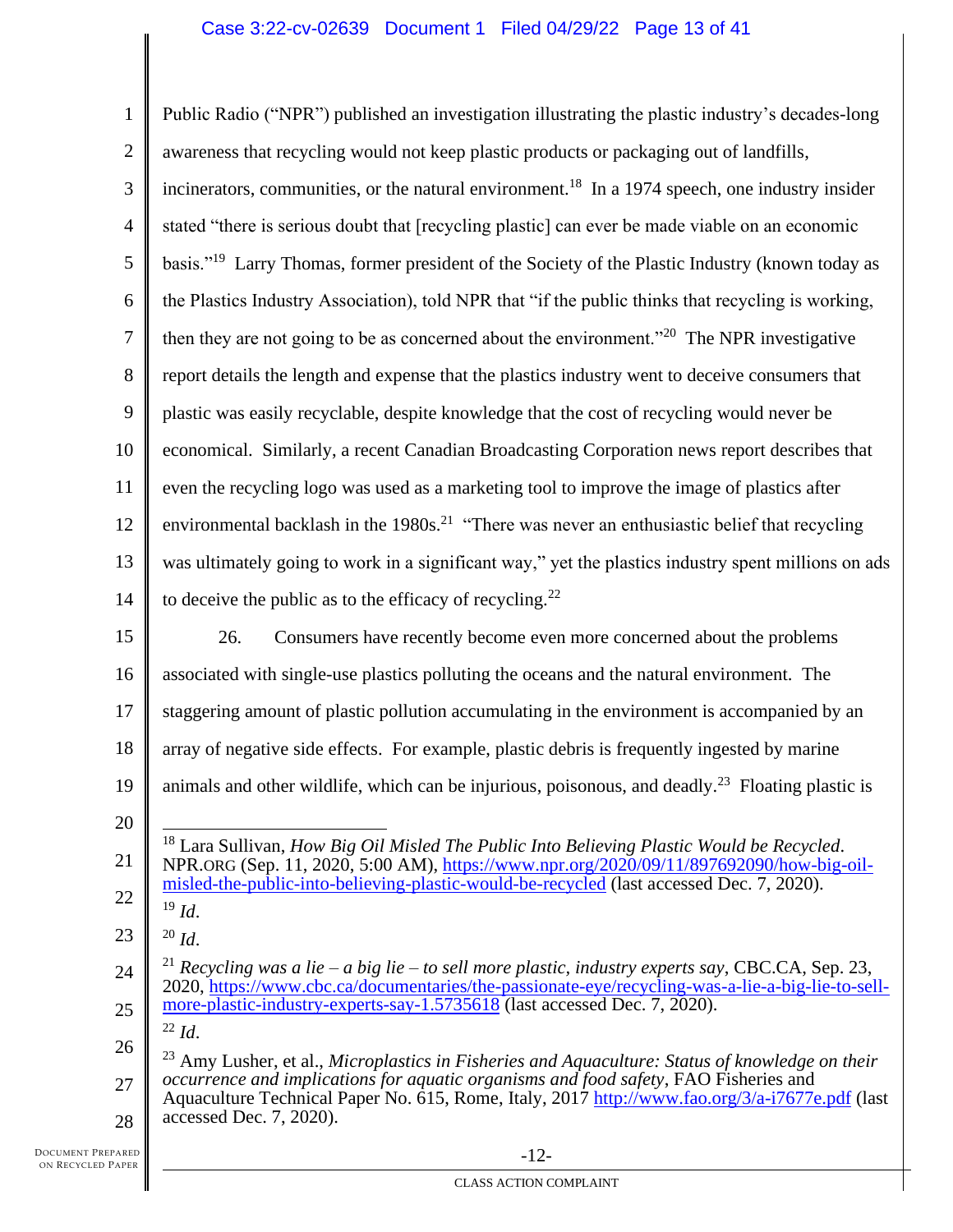Public Radio ("NPR") published an investigation illustrating the plastic industry's decades-long awareness that recycling would not keep plastic products or packaging out of landfills, incinerators, communities, or the natural environment.[18] In a 1974 speech, one industry insider stated "there is serious doubt that [recycling plastic] can ever be made viable on an economic basis."[19] Larry Thomas, former president of the Society of the Plastic Industry (known today as the Plastics Industry Association), told NPR that "if the public thinks that recycling is working, then they are not going to be as concerned about the environment."[20] The NPR investigative report details the length and expense that the plastics industry went to deceive consumers that plastic was easily recyclable, despite knowledge that the cost of recycling would never be economical. Similarly, a recent Canadian Broadcasting Corporation news report describes that even the recycling logo was used as a marketing tool to improve the image of plastics after environmental backlash in the 1980s.[21] "There was never an enthusiastic belief that recycling was ultimately going to work in a significant way," yet the plastics industry spent millions on ads to deceive the public as to the efficacy of recycling.[22]

26. Consumers have recently become even more concerned about the problems associated with single-use plastics polluting the oceans and the natural environment. The staggering amount of plastic pollution accumulating in the environment is accompanied by an array of negative side effects. For example, plastic debris is frequently ingested by marine animals and other wildlife, which can be injurious, poisonous, and deadly.[23] Floating plastic is

---

[18] Lara Sullivan, *How Big Oil Misled The Public Into Believing Plastic Would be Recycled*. NPR.ORG (Sep. 11, 2020, 5:00 AM), https://www.npr.org/2020/09/11/897692090/how-big-oil-misled-the-public-into-believing-plastic-would-be-recycled (last accessed Dec. 7, 2020).

[19] *Id*.

[20] *Id*.

[21] *Recycling was a lie – a big lie – to sell more plastic, industry experts say*, CBC.CA, Sep. 23, 2020, https://www.cbc.ca/documentaries/the-passionate-eye/recycling-was-a-lie-a-big-lie-to-sell-more-plastic-industry-experts-say-1.5735618 (last accessed Dec. 7, 2020).

[22] *Id*.

[23] Amy Lusher, et al., *Microplastics in Fisheries and Aquaculture: Status of knowledge on their occurrence and implications for aquatic organisms and food safety*, FAO Fisheries and Aquaculture Technical Paper No. 615, Rome, Italy, 2017 http://www.fao.org/3/a-i7677e.pdf (last accessed Dec. 7, 2020).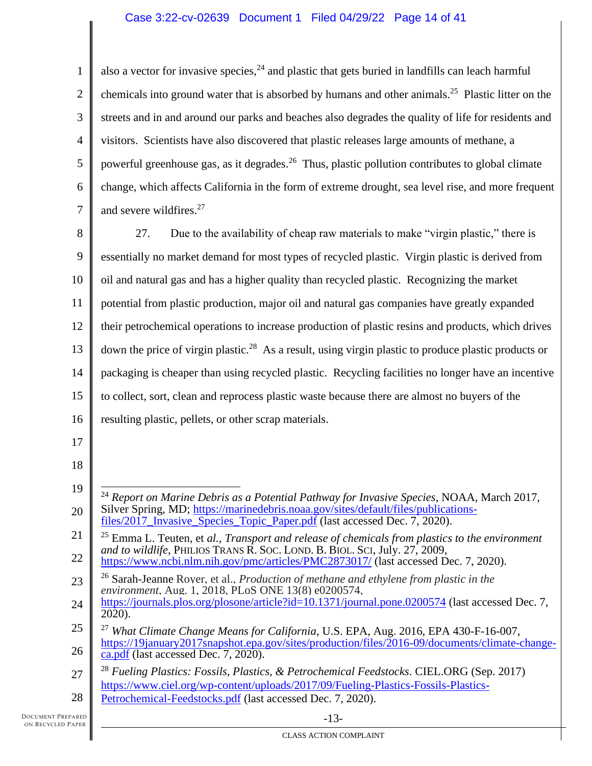also a vector for invasive species,[24] and plastic that gets buried in landfills can leach harmful chemicals into ground water that is absorbed by humans and other animals.[25] Plastic litter on the streets and in and around our parks and beaches also degrades the quality of life for residents and visitors. Scientists have also discovered that plastic releases large amounts of methane, a powerful greenhouse gas, as it degrades.[26] Thus, plastic pollution contributes to global climate change, which affects California in the form of extreme drought, sea level rise, and more frequent and severe wildfires.[27]

27. Due to the availability of cheap raw materials to make "virgin plastic," there is essentially no market demand for most types of recycled plastic. Virgin plastic is derived from oil and natural gas and has a higher quality than recycled plastic. Recognizing the market potential from plastic production, major oil and natural gas companies have greatly expanded their petrochemical operations to increase production of plastic resins and products, which drives down the price of virgin plastic.[28] As a result, using virgin plastic to produce plastic products or packaging is cheaper than using recycled plastic. Recycling facilities no longer have an incentive to collect, sort, clean and reprocess plastic waste because there are almost no buyers of the resulting plastic, pellets, or other scrap materials.

---

[24] *Report on Marine Debris as a Potential Pathway for Invasive Species*, NOAA, March 2017, Silver Spring, MD; https://marinedebris.noaa.gov/sites/default/files/publications-files/2017_Invasive_Species_Topic_Paper.pdf (last accessed Dec. 7, 2020).

[25] Emma L. Teuten, et *al., Transport and release of chemicals from plastics to the environment and to wildlife*, PHILIOS TRANS R. SOC. LOND. B. BIOL. SCI, July. 27, 2009, https://www.ncbi.nlm.nih.gov/pmc/articles/PMC2873017/ (last accessed Dec. 7, 2020).

[26] Sarah-Jeanne Royer, et al., *Production of methane and ethylene from plastic in the environment*, Aug. 1, 2018, PLoS ONE 13(8) e0200574, https://journals.plos.org/plosone/article?id=10.1371/journal.pone.0200574 (last accessed Dec. 7, 2020).

[27] *What Climate Change Means for California*, U.S. EPA, Aug. 2016, EPA 430-F-16-007, https://19january2017snapshot.epa.gov/sites/production/files/2016-09/documents/climate-change-ca.pdf (last accessed Dec. 7, 2020).

[28] *Fueling Plastics: Fossils, Plastics, & Petrochemical Feedstocks*. CIEL.ORG (Sep. 2017) https://www.ciel.org/wp-content/uploads/2017/09/Fueling-Plastics-Fossils-Plastics-Petrochemical-Feedstocks.pdf (last accessed Dec. 7, 2020).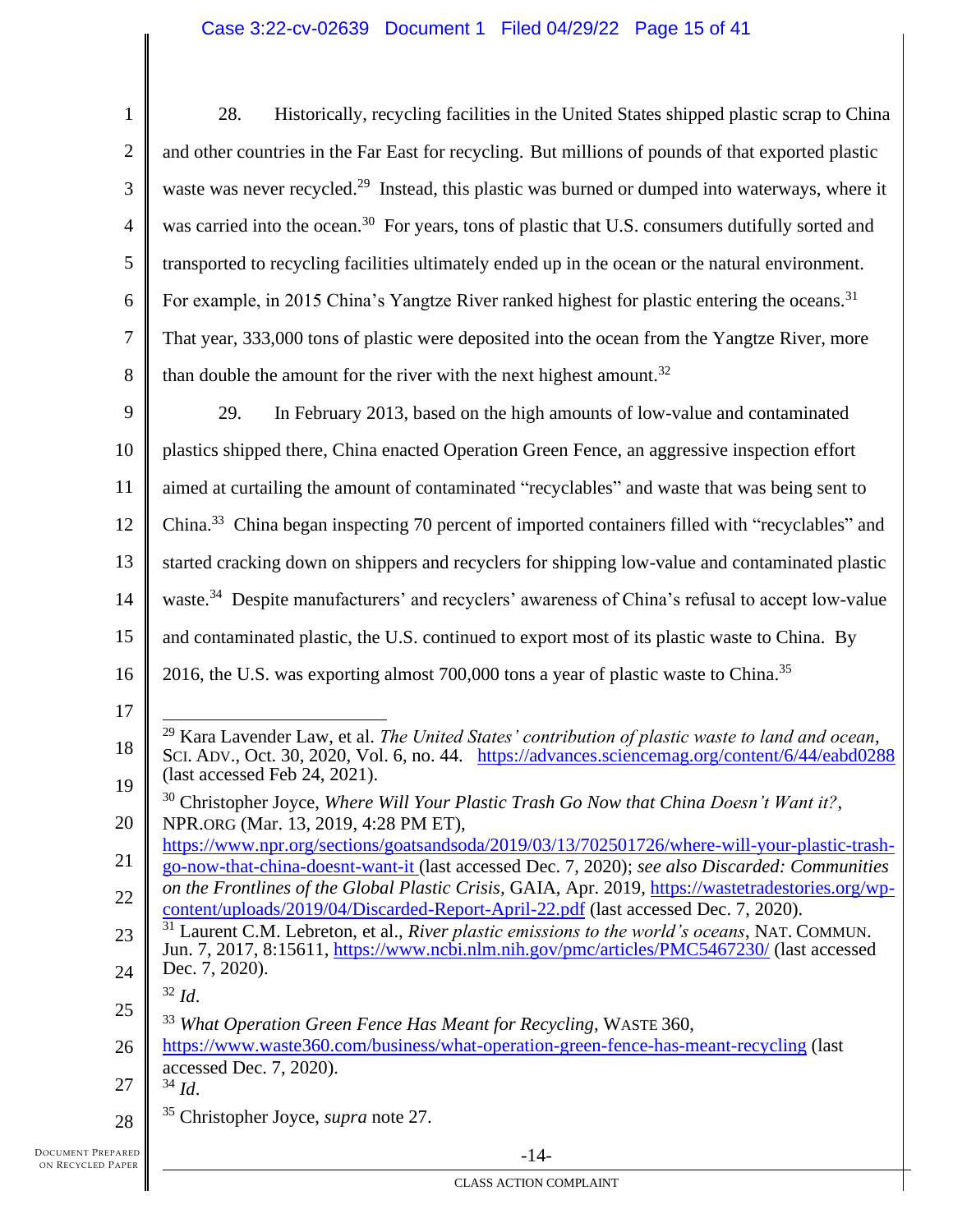28. Historically, recycling facilities in the United States shipped plastic scrap to China and other countries in the Far East for recycling. But millions of pounds of that exported plastic waste was never recycled.[29] Instead, this plastic was burned or dumped into waterways, where it was carried into the ocean.[30] For years, tons of plastic that U.S. consumers dutifully sorted and transported to recycling facilities ultimately ended up in the ocean or the natural environment. For example, in 2015 China's Yangtze River ranked highest for plastic entering the oceans.[31] That year, 333,000 tons of plastic were deposited into the ocean from the Yangtze River, more than double the amount for the river with the next highest amount.[32]

29. In February 2013, based on the high amounts of low-value and contaminated plastics shipped there, China enacted Operation Green Fence, an aggressive inspection effort aimed at curtailing the amount of contaminated "recyclables" and waste that was being sent to China.[33] China began inspecting 70 percent of imported containers filled with "recyclables" and started cracking down on shippers and recyclers for shipping low-value and contaminated plastic waste.[34] Despite manufacturers' and recyclers' awareness of China's refusal to accept low-value and contaminated plastic, the U.S. continued to export most of its plastic waste to China. By 2016, the U.S. was exporting almost 700,000 tons a year of plastic waste to China.[35]

---

[29] Kara Lavender Law, et al. *The United States' contribution of plastic waste to land and ocean*, SCI. ADV., Oct. 30, 2020, Vol. 6, no. 44. https://advances.sciencemag.org/content/6/44/eabd0288 (last accessed Feb 24, 2021).

[30] Christopher Joyce, *Where Will Your Plastic Trash Go Now that China Doesn't Want it?*, NPR.ORG (Mar. 13, 2019, 4:28 PM ET), https://www.npr.org/sections/goatsandsoda/2019/03/13/702501726/where-will-your-plastic-trash-go-now-that-china-doesnt-want-it (last accessed Dec. 7, 2020); *see also Discarded: Communities on the Frontlines of the Global Plastic Crisis*, GAIA, Apr. 2019, https://wastetradestories.org/wp-content/uploads/2019/04/Discarded-Report-April-22.pdf (last accessed Dec. 7, 2020).

[31] Laurent C.M. Lebreton, et al., *River plastic emissions to the world's oceans*, NAT. COMMUN. Jun. 7, 2017, 8:15611, https://www.ncbi.nlm.nih.gov/pmc/articles/PMC5467230/ (last accessed Dec. 7, 2020).

[32] *Id*.

[33] *What Operation Green Fence Has Meant for Recycling*, WASTE 360, https://www.waste360.com/business/what-operation-green-fence-has-meant-recycling (last accessed Dec. 7, 2020).

[34] *Id*.

[35] Christopher Joyce, *supra* note 27.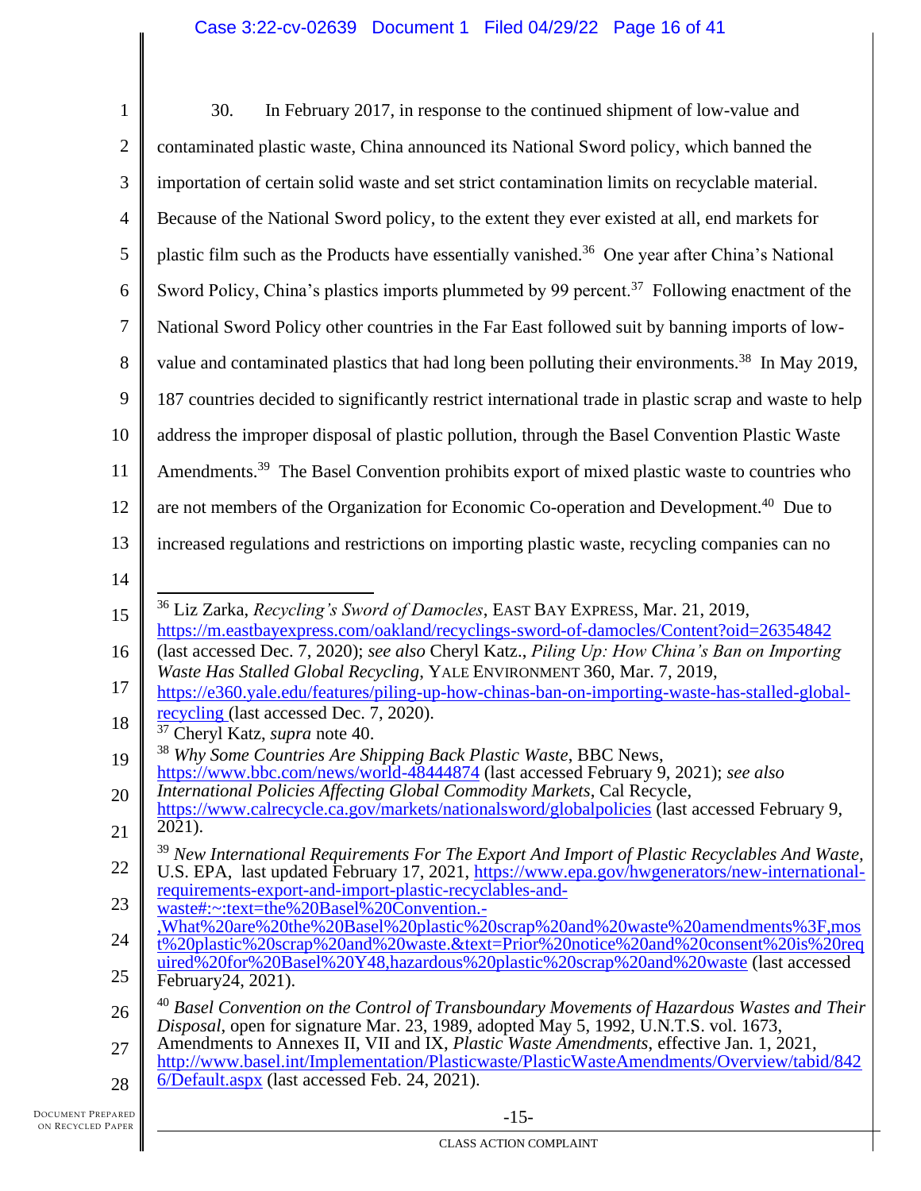30. In February 2017, in response to the continued shipment of low-value and contaminated plastic waste, China announced its National Sword policy, which banned the importation of certain solid waste and set strict contamination limits on recyclable material. Because of the National Sword policy, to the extent they ever existed at all, end markets for plastic film such as the Products have essentially vanished.[36] One year after China's National Sword Policy, China's plastics imports plummeted by 99 percent.[37] Following enactment of the National Sword Policy other countries in the Far East followed suit by banning imports of low-value and contaminated plastics that had long been polluting their environments.[38] In May 2019, 187 countries decided to significantly restrict international trade in plastic scrap and waste to help address the improper disposal of plastic pollution, through the Basel Convention Plastic Waste Amendments.[39] The Basel Convention prohibits export of mixed plastic waste to countries who are not members of the Organization for Economic Co-operation and Development.[40] Due to increased regulations and restrictions on importing plastic waste, recycling companies can no

---

[36] Liz Zarka, *Recycling's Sword of Damocles*, EAST BAY EXPRESS, Mar. 21, 2019, https://m.eastbayexpress.com/oakland/recyclings-sword-of-damocles/Content?oid=26354842 (last accessed Dec. 7, 2020); *see also* Cheryl Katz., *Piling Up: How China's Ban on Importing Waste Has Stalled Global Recycling*, YALE ENVIRONMENT 360, Mar. 7, 2019, https://e360.yale.edu/features/piling-up-how-chinas-ban-on-importing-waste-has-stalled-global-recycling (last accessed Dec. 7, 2020).

[37] Cheryl Katz, *supra* note 40.

[38] *Why Some Countries Are Shipping Back Plastic Waste*, BBC News, https://www.bbc.com/news/world-48444874 (last accessed February 9, 2021); *see also International Policies Affecting Global Commodity Markets*, Cal Recycle, https://www.calrecycle.ca.gov/markets/nationalsword/globalpolicies (last accessed February 9, 2021).

[39] *New International Requirements For The Export And Import of Plastic Recyclables And Waste*, U.S. EPA, last updated February 17, 2021, https://www.epa.gov/hwgenerators/new-international-requirements-export-and-import-plastic-recyclables-and-waste#:~:text=the%20Basel%20Convention.-,What%20are%20the%20Basel%20plastic%20scrap%20and%20waste%20amendments%3F,most%20plastic%20scrap%20and%20waste.&text=Prior%20notice%20and%20consent%20is%20required%20for%20Basel%20Y48,hazardous%20plastic%20scrap%20and%20waste (last accessed February24, 2021).

[40] *Basel Convention on the Control of Transboundary Movements of Hazardous Wastes and Their Disposal*, open for signature Mar. 23, 1989, adopted May 5, 1992, U.N.T.S. vol. 1673, Amendments to Annexes II, VII and IX, *Plastic Waste Amendments*, effective Jan. 1, 2021, http://www.basel.int/Implementation/Plasticwaste/PlasticWasteAmendments/Overview/tabid/8426/Default.aspx (last accessed Feb. 24, 2021).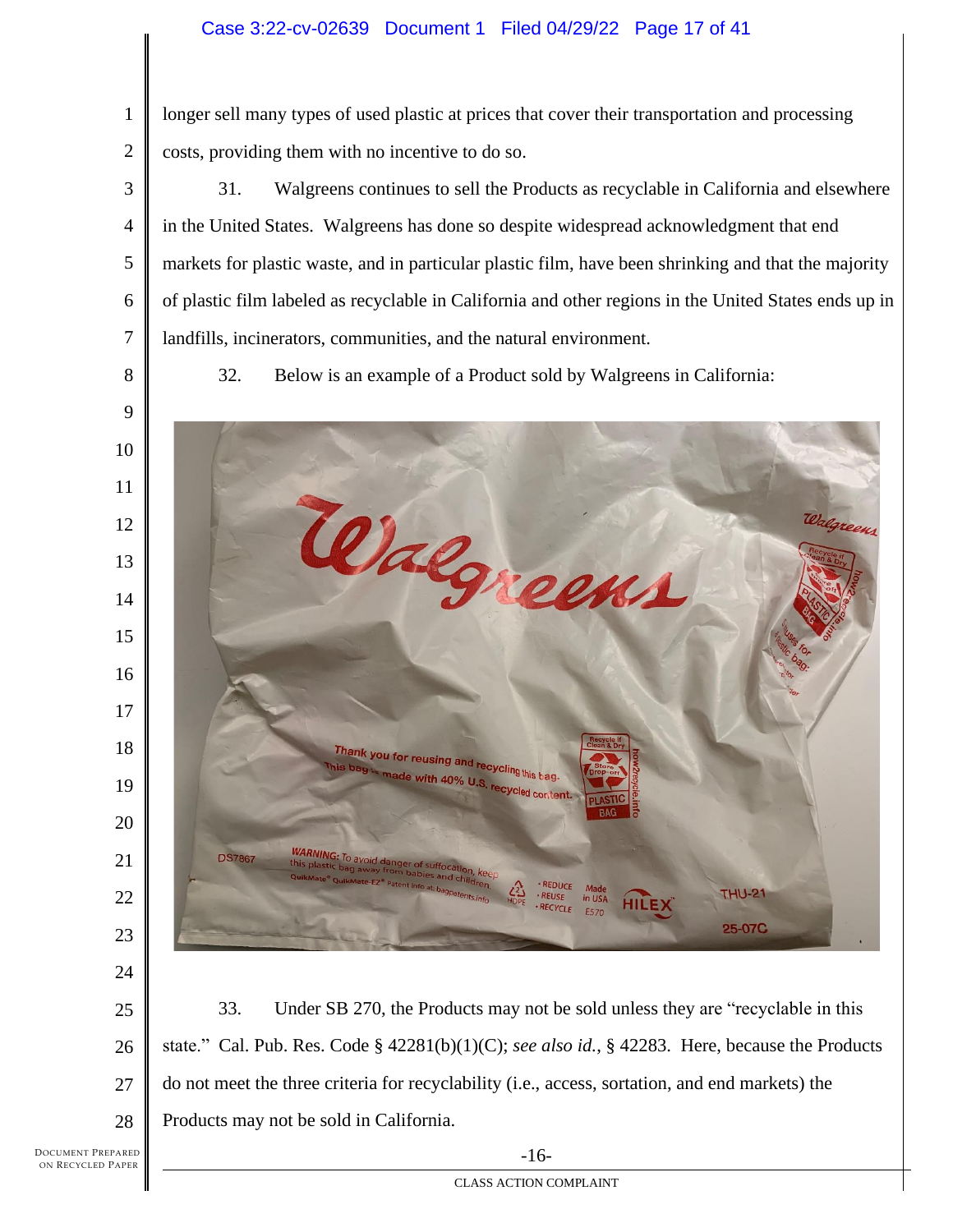longer sell many types of used plastic at prices that cover their transportation and processing costs, providing them with no incentive to do so.

31. Walgreens continues to sell the Products as recyclable in California and elsewhere in the United States. Walgreens has done so despite widespread acknowledgment that end markets for plastic waste, and in particular plastic film, have been shrinking and that the majority of plastic film labeled as recyclable in California and other regions in the United States ends up in landfills, incinerators, communities, and the natural environment.

32. Below is an example of a Product sold by Walgreens in California:

33. Under SB 270, the Products may not be sold unless they are "recyclable in this state." Cal. Pub. Res. Code § 42281(b)(1)(C); *see also id.*, § 42283. Here, because the Products do not meet the three criteria for recyclability (i.e., access, sortation, and end markets) the Products may not be sold in California.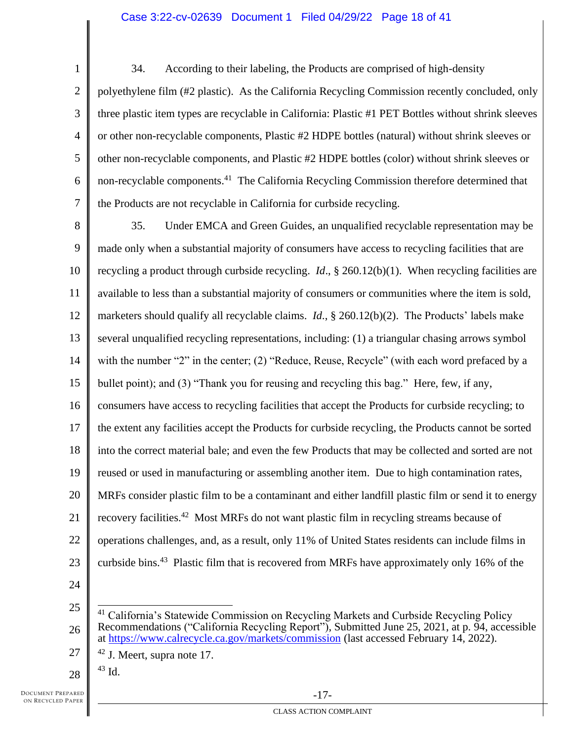34. According to their labeling, the Products are comprised of high-density polyethylene film (#2 plastic). As the California Recycling Commission recently concluded, only three plastic item types are recyclable in California: Plastic #1 PET Bottles without shrink sleeves or other non-recyclable components, Plastic #2 HDPE bottles (natural) without shrink sleeves or other non-recyclable components, and Plastic #2 HDPE bottles (color) without shrink sleeves or non-recyclable components.[41] The California Recycling Commission therefore determined that the Products are not recyclable in California for curbside recycling.

35. Under EMCA and Green Guides, an unqualified recyclable representation may be made only when a substantial majority of consumers have access to recycling facilities that are recycling a product through curbside recycling. *Id*., § 260.12(b)(1). When recycling facilities are available to less than a substantial majority of consumers or communities where the item is sold, marketers should qualify all recyclable claims. *Id*., § 260.12(b)(2). The Products' labels make several unqualified recycling representations, including: (1) a triangular chasing arrows symbol with the number "2" in the center; (2) "Reduce, Reuse, Recycle" (with each word prefaced by a bullet point); and (3) "Thank you for reusing and recycling this bag." Here, few, if any, consumers have access to recycling facilities that accept the Products for curbside recycling; to the extent any facilities accept the Products for curbside recycling, the Products cannot be sorted into the correct material bale; and even the few Products that may be collected and sorted are not reused or used in manufacturing or assembling another item. Due to high contamination rates, MRFs consider plastic film to be a contaminant and either landfill plastic film or send it to energy recovery facilities.[42] Most MRFs do not want plastic film in recycling streams because of operations challenges, and, as a result, only 11% of United States residents can include films in curbside bins.[43] Plastic film that is recovered from MRFs have approximately only 16% of the

---

[41] California's Statewide Commission on Recycling Markets and Curbside Recycling Policy Recommendations ("California Recycling Report"), Submitted June 25, 2021, at p. 94, accessible at https://www.calrecycle.ca.gov/markets/commission (last accessed February 14, 2022).

[42] J. Meert, supra note 17.

[43] Id.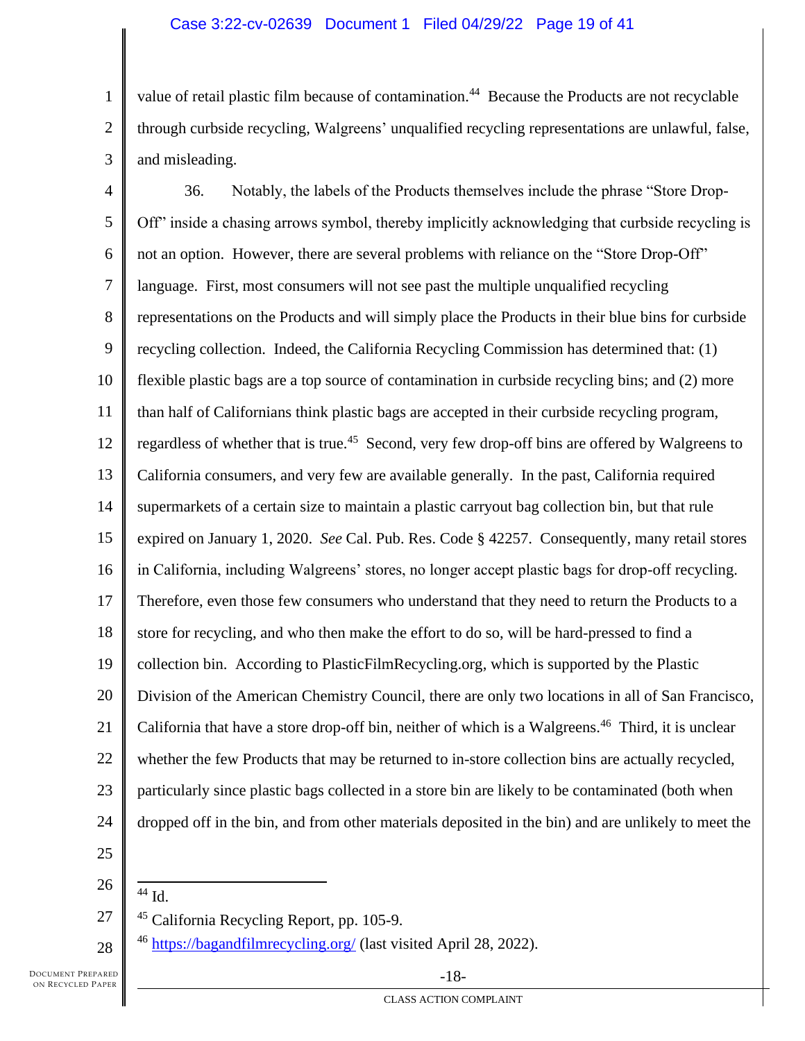value of retail plastic film because of contamination.[44] Because the Products are not recyclable through curbside recycling, Walgreens' unqualified recycling representations are unlawful, false, and misleading.

36. Notably, the labels of the Products themselves include the phrase "Store Drop-Off" inside a chasing arrows symbol, thereby implicitly acknowledging that curbside recycling is not an option. However, there are several problems with reliance on the "Store Drop-Off" language. First, most consumers will not see past the multiple unqualified recycling representations on the Products and will simply place the Products in their blue bins for curbside recycling collection. Indeed, the California Recycling Commission has determined that: (1) flexible plastic bags are a top source of contamination in curbside recycling bins; and (2) more than half of Californians think plastic bags are accepted in their curbside recycling program, regardless of whether that is true.[45] Second, very few drop-off bins are offered by Walgreens to California consumers, and very few are available generally. In the past, California required supermarkets of a certain size to maintain a plastic carryout bag collection bin, but that rule expired on January 1, 2020. *See* Cal. Pub. Res. Code § 42257. Consequently, many retail stores in California, including Walgreens' stores, no longer accept plastic bags for drop-off recycling. Therefore, even those few consumers who understand that they need to return the Products to a store for recycling, and who then make the effort to do so, will be hard-pressed to find a collection bin. According to PlasticFilmRecycling.org, which is supported by the Plastic Division of the American Chemistry Council, there are only two locations in all of San Francisco, California that have a store drop-off bin, neither of which is a Walgreens.[46] Third, it is unclear whether the few Products that may be returned to in-store collection bins are actually recycled, particularly since plastic bags collected in a store bin are likely to be contaminated (both when dropped off in the bin, and from other materials deposited in the bin) and are unlikely to meet the

---

[44] Id.

[45] California Recycling Report, pp. 105-9.

[46] https://bagandfilmrecycling.org/ (last visited April 28, 2022).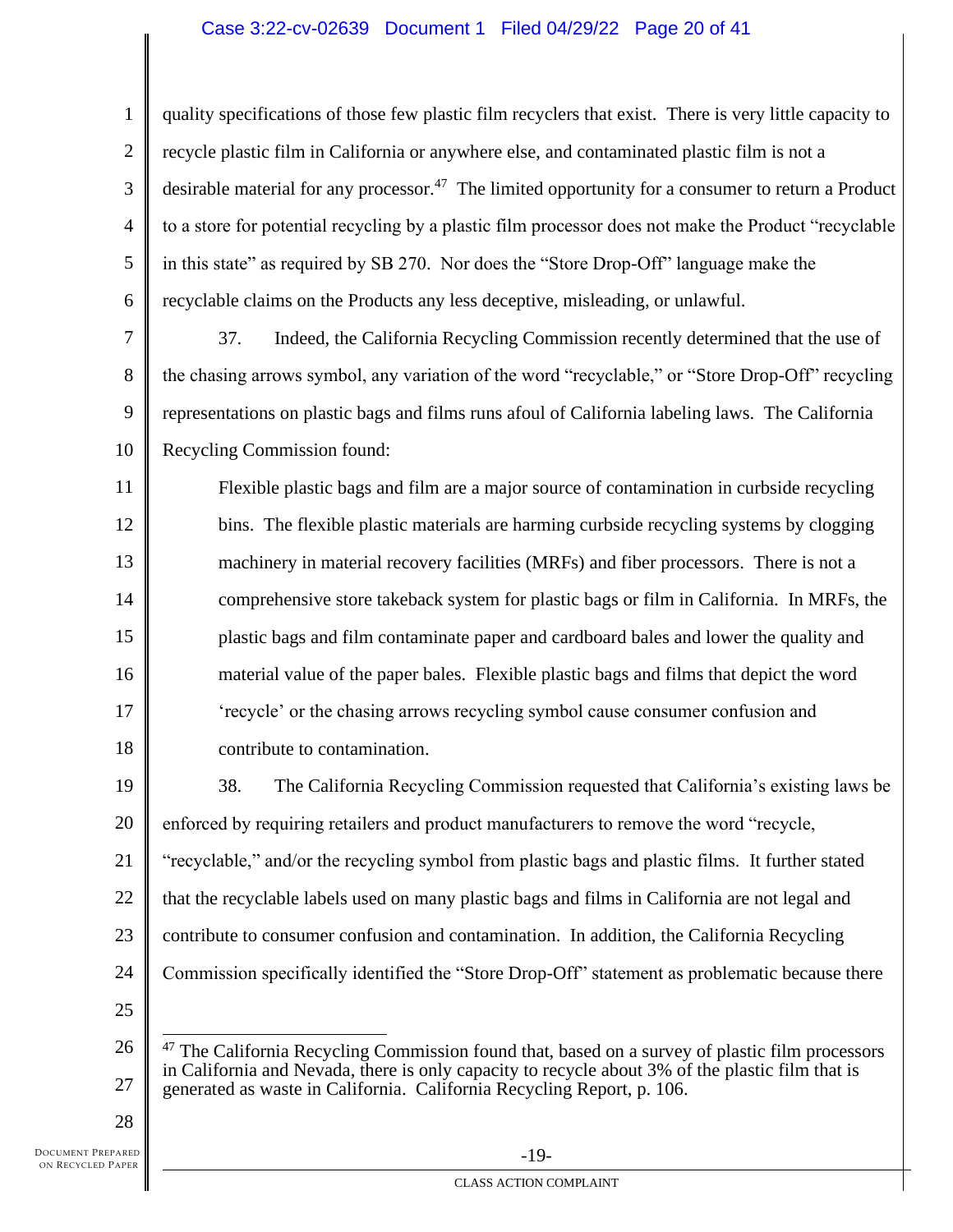quality specifications of those few plastic film recyclers that exist. There is very little capacity to recycle plastic film in California or anywhere else, and contaminated plastic film is not a desirable material for any processor.[47] The limited opportunity for a consumer to return a Product to a store for potential recycling by a plastic film processor does not make the Product "recyclable in this state" as required by SB 270. Nor does the "Store Drop-Off" language make the recyclable claims on the Products any less deceptive, misleading, or unlawful.

37. Indeed, the California Recycling Commission recently determined that the use of the chasing arrows symbol, any variation of the word "recyclable," or "Store Drop-Off" recycling representations on plastic bags and films runs afoul of California labeling laws. The California Recycling Commission found:

> Flexible plastic bags and film are a major source of contamination in curbside recycling bins. The flexible plastic materials are harming curbside recycling systems by clogging machinery in material recovery facilities (MRFs) and fiber processors. There is not a comprehensive store takeback system for plastic bags or film in California. In MRFs, the plastic bags and film contaminate paper and cardboard bales and lower the quality and material value of the paper bales. Flexible plastic bags and films that depict the word 'recycle' or the chasing arrows recycling symbol cause consumer confusion and contribute to contamination.

38. The California Recycling Commission requested that California's existing laws be enforced by requiring retailers and product manufacturers to remove the word "recycle, "recyclable," and/or the recycling symbol from plastic bags and plastic films. It further stated that the recyclable labels used on many plastic bags and films in California are not legal and contribute to consumer confusion and contamination. In addition, the California Recycling Commission specifically identified the "Store Drop-Off" statement as problematic because there

---

[47] The California Recycling Commission found that, based on a survey of plastic film processors in California and Nevada, there is only capacity to recycle about 3% of the plastic film that is generated as waste in California. California Recycling Report, p. 106.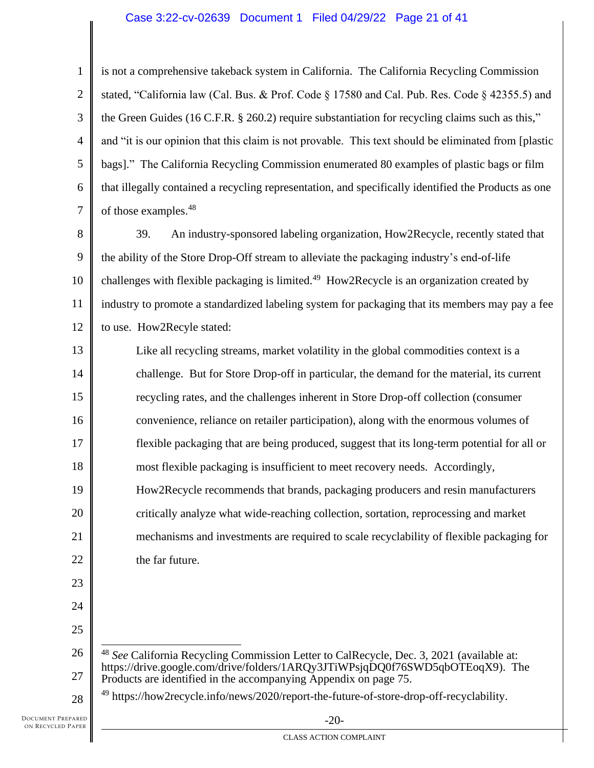is not a comprehensive takeback system in California. The California Recycling Commission stated, "California law (Cal. Bus. & Prof. Code § 17580 and Cal. Pub. Res. Code § 42355.5) and the Green Guides (16 C.F.R. § 260.2) require substantiation for recycling claims such as this," and "it is our opinion that this claim is not provable. This text should be eliminated from [plastic bags]." The California Recycling Commission enumerated 80 examples of plastic bags or film that illegally contained a recycling representation, and specifically identified the Products as one of those examples.[48]

39. An industry-sponsored labeling organization, How2Recycle, recently stated that the ability of the Store Drop-Off stream to alleviate the packaging industry's end-of-life challenges with flexible packaging is limited.[49] How2Recycle is an organization created by industry to promote a standardized labeling system for packaging that its members may pay a fee to use. How2Recyle stated:

> Like all recycling streams, market volatility in the global commodities context is a challenge. But for Store Drop-off in particular, the demand for the material, its current recycling rates, and the challenges inherent in Store Drop-off collection (consumer convenience, reliance on retailer participation), along with the enormous volumes of flexible packaging that are being produced, suggest that its long-term potential for all or most flexible packaging is insufficient to meet recovery needs. Accordingly, How2Recycle recommends that brands, packaging producers and resin manufacturers critically analyze what wide-reaching collection, sortation, reprocessing and market mechanisms and investments are required to scale recyclability of flexible packaging for the far future.

---

[48] *See* California Recycling Commission Letter to CalRecycle, Dec. 3, 2021 (available at: https://drive.google.com/drive/folders/1ARQy3JTiWPsjqDQ0f76SWD5qbOTEoqX9). The Products are identified in the accompanying Appendix on page 75.

[49] https://how2recycle.info/news/2020/report-the-future-of-store-drop-off-recyclability.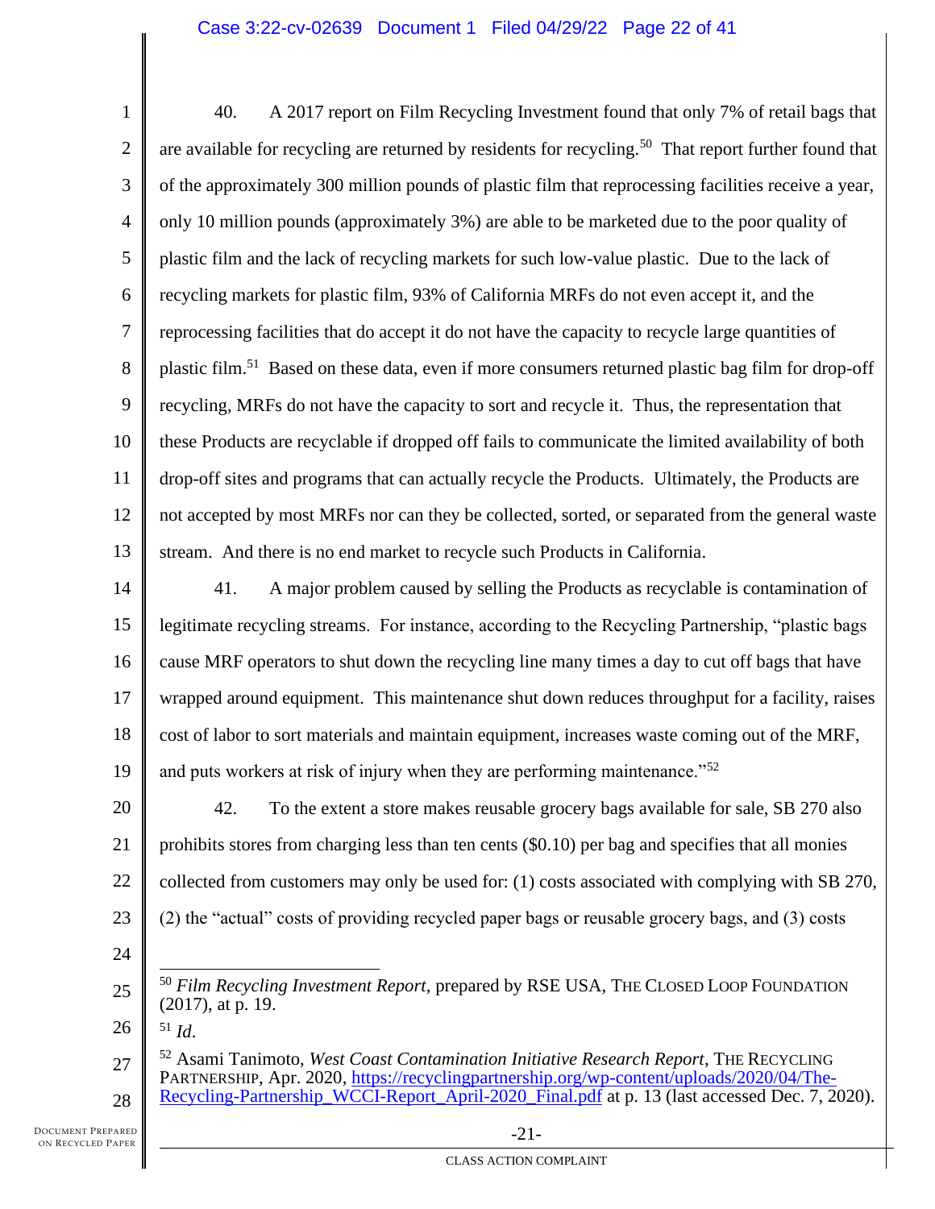40. A 2017 report on Film Recycling Investment found that only 7% of retail bags that are available for recycling are returned by residents for recycling.[50] That report further found that of the approximately 300 million pounds of plastic film that reprocessing facilities receive a year, only 10 million pounds (approximately 3%) are able to be marketed due to the poor quality of plastic film and the lack of recycling markets for such low-value plastic. Due to the lack of recycling markets for plastic film, 93% of California MRFs do not even accept it, and the reprocessing facilities that do accept it do not have the capacity to recycle large quantities of plastic film.[51] Based on these data, even if more consumers returned plastic bag film for drop-off recycling, MRFs do not have the capacity to sort and recycle it. Thus, the representation that these Products are recyclable if dropped off fails to communicate the limited availability of both drop-off sites and programs that can actually recycle the Products. Ultimately, the Products are not accepted by most MRFs nor can they be collected, sorted, or separated from the general waste stream. And there is no end market to recycle such Products in California.

41. A major problem caused by selling the Products as recyclable is contamination of legitimate recycling streams. For instance, according to the Recycling Partnership, "plastic bags cause MRF operators to shut down the recycling line many times a day to cut off bags that have wrapped around equipment. This maintenance shut down reduces throughput for a facility, raises cost of labor to sort materials and maintain equipment, increases waste coming out of the MRF, and puts workers at risk of injury when they are performing maintenance."[52]

42. To the extent a store makes reusable grocery bags available for sale, SB 270 also prohibits stores from charging less than ten cents ($0.10) per bag and specifies that all monies collected from customers may only be used for: (1) costs associated with complying with SB 270, (2) the "actual" costs of providing recycled paper bags or reusable grocery bags, and (3) costs

---

[50] *Film Recycling Investment Report*, prepared by RSE USA, THE CLOSED LOOP FOUNDATION (2017), at p. 19.

[51] *Id*.

[52] Asami Tanimoto, *West Coast Contamination Initiative Research Report*, THE RECYCLING PARTNERSHIP, Apr. 2020, https://recyclingpartnership.org/wp-content/uploads/2020/04/The-Recycling-Partnership_WCCI-Report_April-2020_Final.pdf at p. 13 (last accessed Dec. 7, 2020).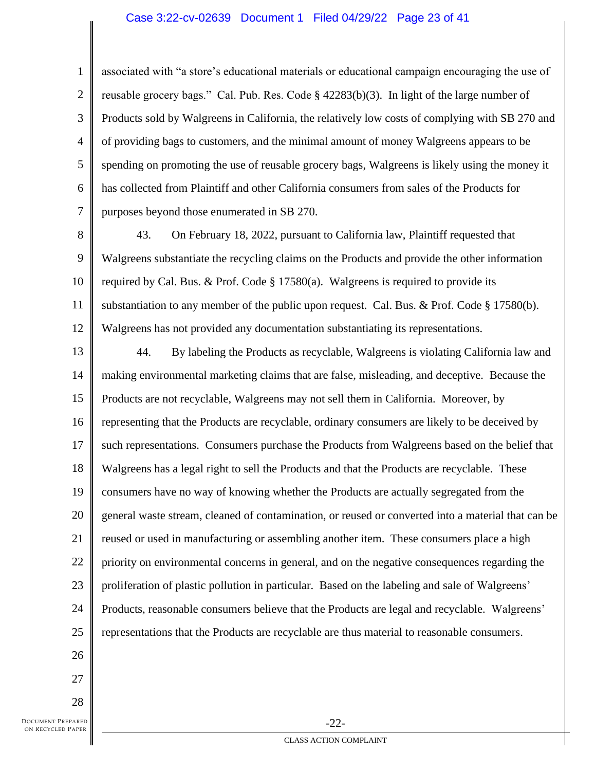associated with "a store's educational materials or educational campaign encouraging the use of reusable grocery bags." Cal. Pub. Res. Code § 42283(b)(3). In light of the large number of Products sold by Walgreens in California, the relatively low costs of complying with SB 270 and of providing bags to customers, and the minimal amount of money Walgreens appears to be spending on promoting the use of reusable grocery bags, Walgreens is likely using the money it has collected from Plaintiff and other California consumers from sales of the Products for purposes beyond those enumerated in SB 270.

43. On February 18, 2022, pursuant to California law, Plaintiff requested that Walgreens substantiate the recycling claims on the Products and provide the other information required by Cal. Bus. & Prof. Code § 17580(a). Walgreens is required to provide its substantiation to any member of the public upon request. Cal. Bus. & Prof. Code § 17580(b). Walgreens has not provided any documentation substantiating its representations.

44. By labeling the Products as recyclable, Walgreens is violating California law and making environmental marketing claims that are false, misleading, and deceptive. Because the Products are not recyclable, Walgreens may not sell them in California. Moreover, by representing that the Products are recyclable, ordinary consumers are likely to be deceived by such representations. Consumers purchase the Products from Walgreens based on the belief that Walgreens has a legal right to sell the Products and that the Products are recyclable. These consumers have no way of knowing whether the Products are actually segregated from the general waste stream, cleaned of contamination, or reused or converted into a material that can be reused or used in manufacturing or assembling another item. These consumers place a high priority on environmental concerns in general, and on the negative consequences regarding the proliferation of plastic pollution in particular. Based on the labeling and sale of Walgreens' Products, reasonable consumers believe that the Products are legal and recyclable. Walgreens' representations that the Products are recyclable are thus material to reasonable consumers.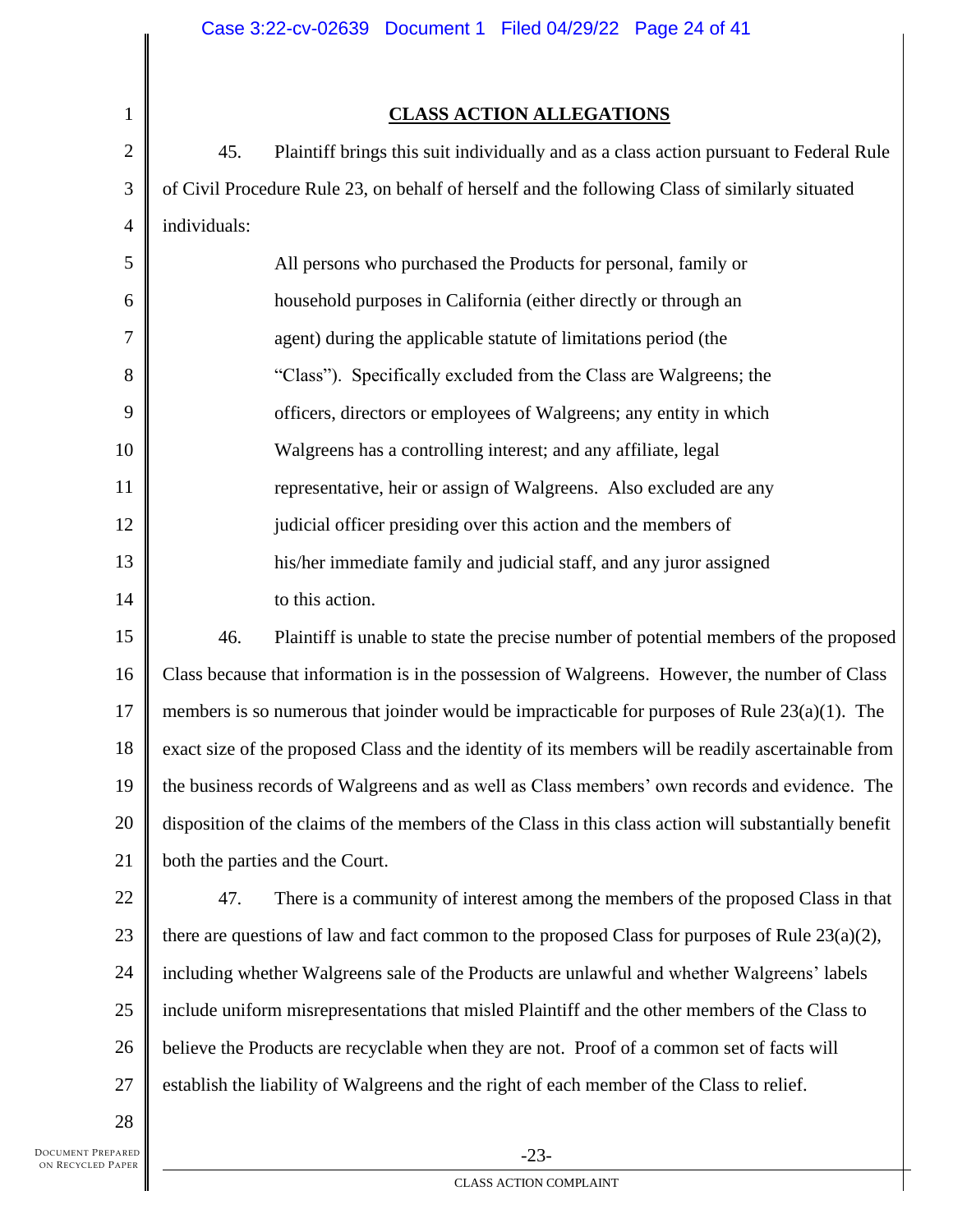## CLASS ACTION ALLEGATIONS

45. Plaintiff brings this suit individually and as a class action pursuant to Federal Rule of Civil Procedure Rule 23, on behalf of herself and the following Class of similarly situated individuals:

> All persons who purchased the Products for personal, family or household purposes in California (either directly or through an agent) during the applicable statute of limitations period (the "Class"). Specifically excluded from the Class are Walgreens; the officers, directors or employees of Walgreens; any entity in which Walgreens has a controlling interest; and any affiliate, legal representative, heir or assign of Walgreens. Also excluded are any judicial officer presiding over this action and the members of his/her immediate family and judicial staff, and any juror assigned to this action.

46. Plaintiff is unable to state the precise number of potential members of the proposed Class because that information is in the possession of Walgreens. However, the number of Class members is so numerous that joinder would be impracticable for purposes of Rule 23(a)(1). The exact size of the proposed Class and the identity of its members will be readily ascertainable from the business records of Walgreens and as well as Class members' own records and evidence. The disposition of the claims of the members of the Class in this class action will substantially benefit both the parties and the Court.

47. There is a community of interest among the members of the proposed Class in that there are questions of law and fact common to the proposed Class for purposes of Rule 23(a)(2), including whether Walgreens sale of the Products are unlawful and whether Walgreens' labels include uniform misrepresentations that misled Plaintiff and the other members of the Class to believe the Products are recyclable when they are not. Proof of a common set of facts will establish the liability of Walgreens and the right of each member of the Class to relief.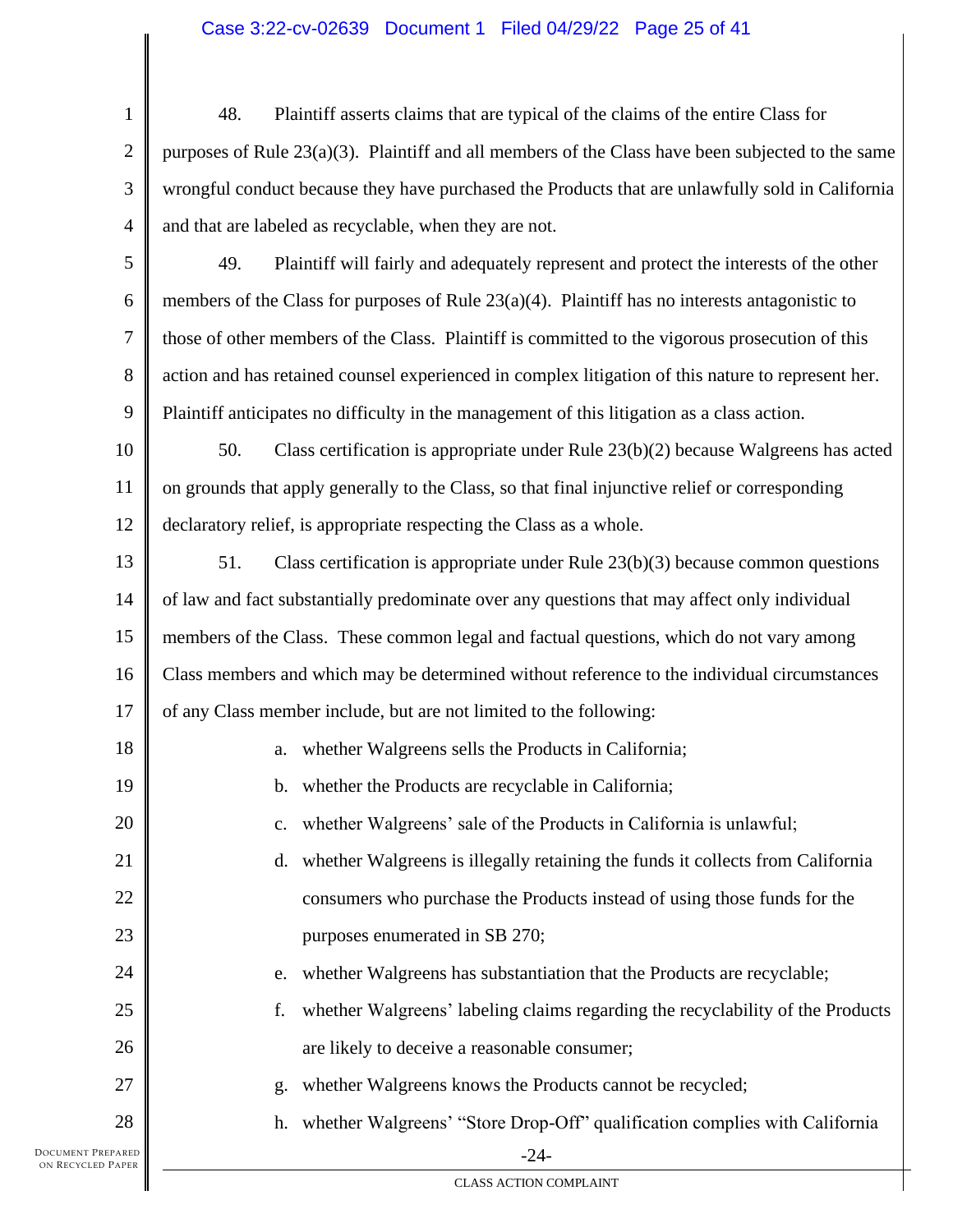48. Plaintiff asserts claims that are typical of the claims of the entire Class for purposes of Rule 23(a)(3). Plaintiff and all members of the Class have been subjected to the same wrongful conduct because they have purchased the Products that are unlawfully sold in California and that are labeled as recyclable, when they are not.

49. Plaintiff will fairly and adequately represent and protect the interests of the other members of the Class for purposes of Rule 23(a)(4). Plaintiff has no interests antagonistic to those of other members of the Class. Plaintiff is committed to the vigorous prosecution of this action and has retained counsel experienced in complex litigation of this nature to represent her. Plaintiff anticipates no difficulty in the management of this litigation as a class action.

50. Class certification is appropriate under Rule 23(b)(2) because Walgreens has acted on grounds that apply generally to the Class, so that final injunctive relief or corresponding declaratory relief, is appropriate respecting the Class as a whole.

51. Class certification is appropriate under Rule 23(b)(3) because common questions of law and fact substantially predominate over any questions that may affect only individual members of the Class. These common legal and factual questions, which do not vary among Class members and which may be determined without reference to the individual circumstances of any Class member include, but are not limited to the following:

a. whether Walgreens sells the Products in California;

b. whether the Products are recyclable in California;

c. whether Walgreens' sale of the Products in California is unlawful;

d. whether Walgreens is illegally retaining the funds it collects from California consumers who purchase the Products instead of using those funds for the purposes enumerated in SB 270;

e. whether Walgreens has substantiation that the Products are recyclable;

f. whether Walgreens' labeling claims regarding the recyclability of the Products are likely to deceive a reasonable consumer;

g. whether Walgreens knows the Products cannot be recycled;

h. whether Walgreens' "Store Drop-Off" qualification complies with California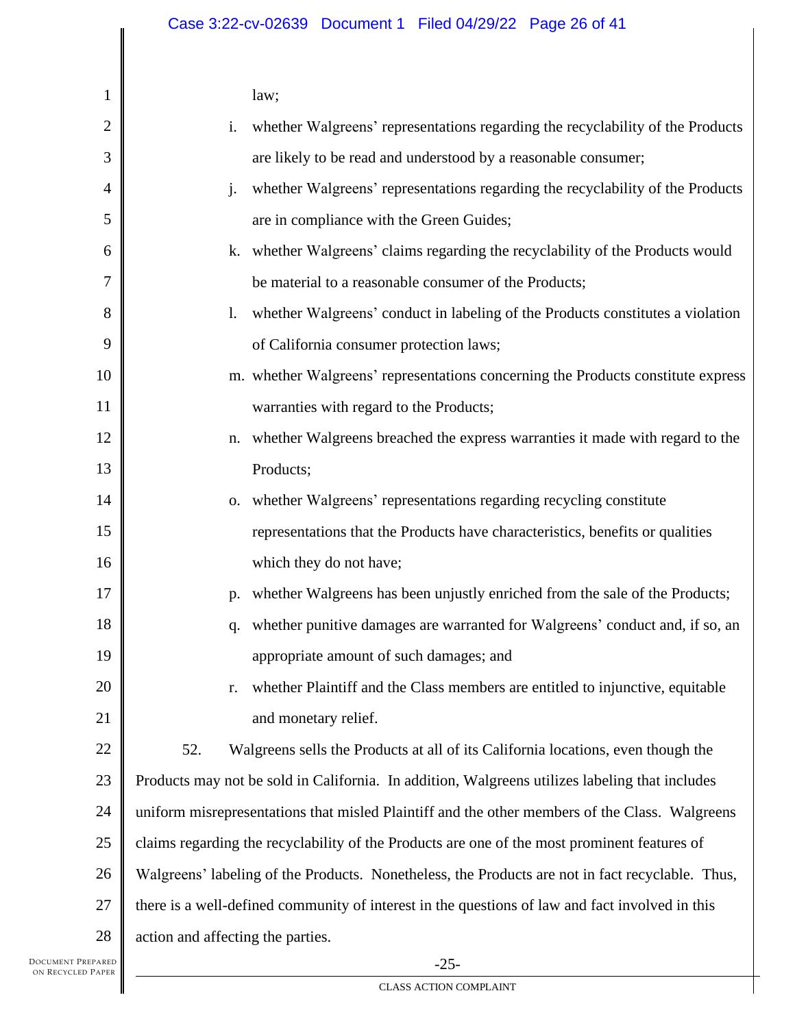law;

i. whether Walgreens' representations regarding the recyclability of the Products are likely to be read and understood by a reasonable consumer;

j. whether Walgreens' representations regarding the recyclability of the Products are in compliance with the Green Guides;

k. whether Walgreens' claims regarding the recyclability of the Products would be material to a reasonable consumer of the Products;

l. whether Walgreens' conduct in labeling of the Products constitutes a violation of California consumer protection laws;

m. whether Walgreens' representations concerning the Products constitute express warranties with regard to the Products;

n. whether Walgreens breached the express warranties it made with regard to the Products;

o. whether Walgreens' representations regarding recycling constitute representations that the Products have characteristics, benefits or qualities which they do not have;

p. whether Walgreens has been unjustly enriched from the sale of the Products;

q. whether punitive damages are warranted for Walgreens' conduct and, if so, an appropriate amount of such damages; and

r. whether Plaintiff and the Class members are entitled to injunctive, equitable and monetary relief.

52. Walgreens sells the Products at all of its California locations, even though the Products may not be sold in California. In addition, Walgreens utilizes labeling that includes uniform misrepresentations that misled Plaintiff and the other members of the Class. Walgreens claims regarding the recyclability of the Products are one of the most prominent features of Walgreens' labeling of the Products. Nonetheless, the Products are not in fact recyclable. Thus, there is a well-defined community of interest in the questions of law and fact involved in this action and affecting the parties.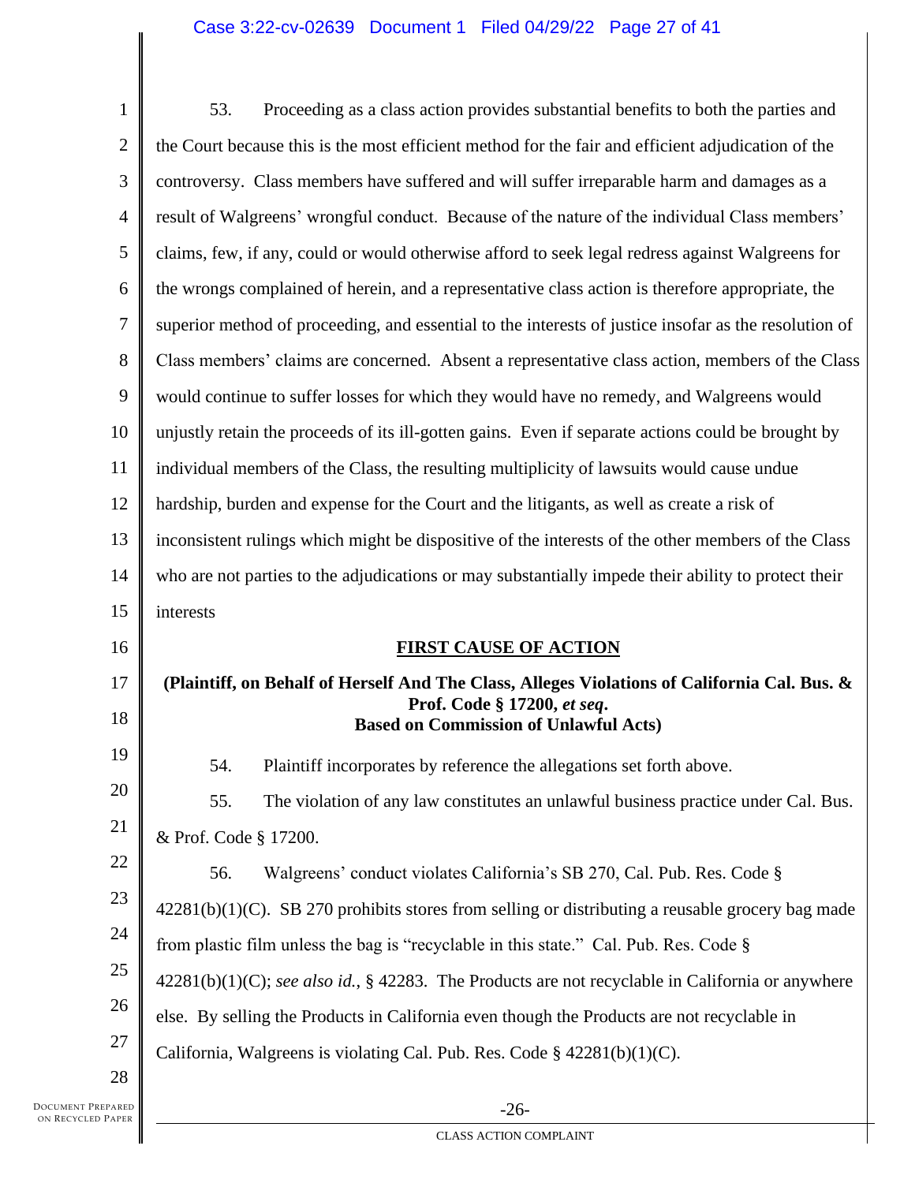53. Proceeding as a class action provides substantial benefits to both the parties and the Court because this is the most efficient method for the fair and efficient adjudication of the controversy. Class members have suffered and will suffer irreparable harm and damages as a result of Walgreens' wrongful conduct. Because of the nature of the individual Class members' claims, few, if any, could or would otherwise afford to seek legal redress against Walgreens for the wrongs complained of herein, and a representative class action is therefore appropriate, the superior method of proceeding, and essential to the interests of justice insofar as the resolution of Class members' claims are concerned. Absent a representative class action, members of the Class would continue to suffer losses for which they would have no remedy, and Walgreens would unjustly retain the proceeds of its ill-gotten gains. Even if separate actions could be brought by individual members of the Class, the resulting multiplicity of lawsuits would cause undue hardship, burden and expense for the Court and the litigants, as well as create a risk of inconsistent rulings which might be dispositive of the interests of the other members of the Class who are not parties to the adjudications or may substantially impede their ability to protect their interests

## FIRST CAUSE OF ACTION

**(Plaintiff, on Behalf of Herself And The Class, Alleges Violations of California Cal. Bus. & Prof. Code § 17200, *et seq*. Based on Commission of Unlawful Acts)**

54. Plaintiff incorporates by reference the allegations set forth above.

55. The violation of any law constitutes an unlawful business practice under Cal. Bus. & Prof. Code § 17200.

56. Walgreens' conduct violates California's SB 270, Cal. Pub. Res. Code § 42281(b)(1)(C). SB 270 prohibits stores from selling or distributing a reusable grocery bag made from plastic film unless the bag is "recyclable in this state." Cal. Pub. Res. Code § 42281(b)(1)(C); *see also id.*, § 42283. The Products are not recyclable in California or anywhere else. By selling the Products in California even though the Products are not recyclable in California, Walgreens is violating Cal. Pub. Res. Code § 42281(b)(1)(C).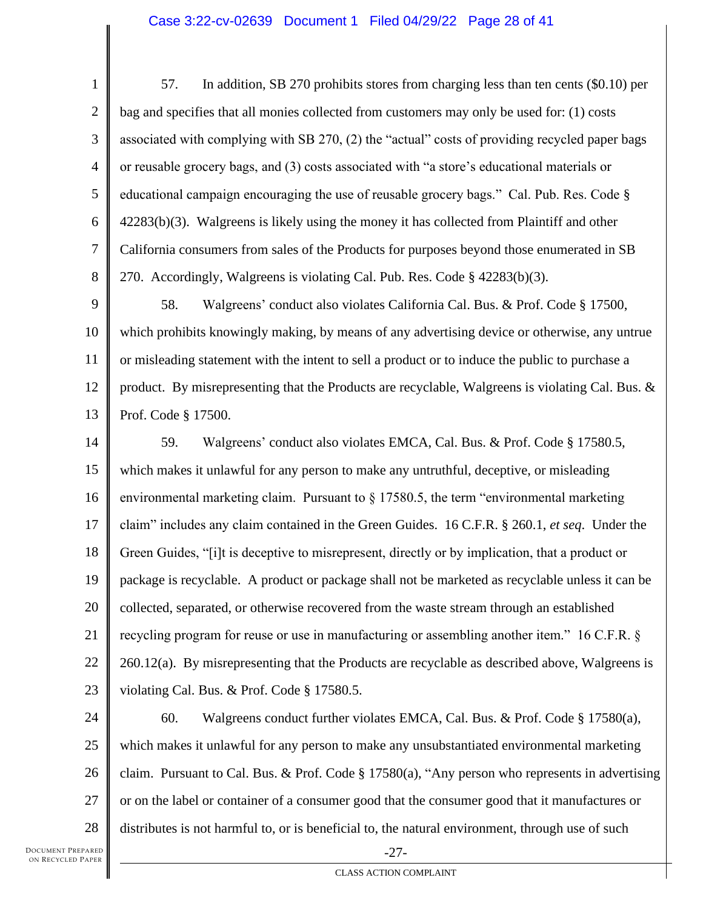57. In addition, SB 270 prohibits stores from charging less than ten cents ($0.10) per bag and specifies that all monies collected from customers may only be used for: (1) costs associated with complying with SB 270, (2) the "actual" costs of providing recycled paper bags or reusable grocery bags, and (3) costs associated with "a store's educational materials or educational campaign encouraging the use of reusable grocery bags." Cal. Pub. Res. Code § 42283(b)(3). Walgreens is likely using the money it has collected from Plaintiff and other California consumers from sales of the Products for purposes beyond those enumerated in SB 270. Accordingly, Walgreens is violating Cal. Pub. Res. Code § 42283(b)(3).

58. Walgreens' conduct also violates California Cal. Bus. & Prof. Code § 17500, which prohibits knowingly making, by means of any advertising device or otherwise, any untrue or misleading statement with the intent to sell a product or to induce the public to purchase a product. By misrepresenting that the Products are recyclable, Walgreens is violating Cal. Bus. & Prof. Code § 17500.

59. Walgreens' conduct also violates EMCA, Cal. Bus. & Prof. Code § 17580.5, which makes it unlawful for any person to make any untruthful, deceptive, or misleading environmental marketing claim. Pursuant to § 17580.5, the term "environmental marketing claim" includes any claim contained in the Green Guides. 16 C.F.R. § 260.1, *et seq*. Under the Green Guides, "[i]t is deceptive to misrepresent, directly or by implication, that a product or package is recyclable. A product or package shall not be marketed as recyclable unless it can be collected, separated, or otherwise recovered from the waste stream through an established recycling program for reuse or use in manufacturing or assembling another item." 16 C.F.R. § 260.12(a). By misrepresenting that the Products are recyclable as described above, Walgreens is violating Cal. Bus. & Prof. Code § 17580.5.

60. Walgreens conduct further violates EMCA, Cal. Bus. & Prof. Code § 17580(a), which makes it unlawful for any person to make any unsubstantiated environmental marketing claim. Pursuant to Cal. Bus. & Prof. Code § 17580(a), "Any person who represents in advertising or on the label or container of a consumer good that the consumer good that it manufactures or distributes is not harmful to, or is beneficial to, the natural environment, through use of such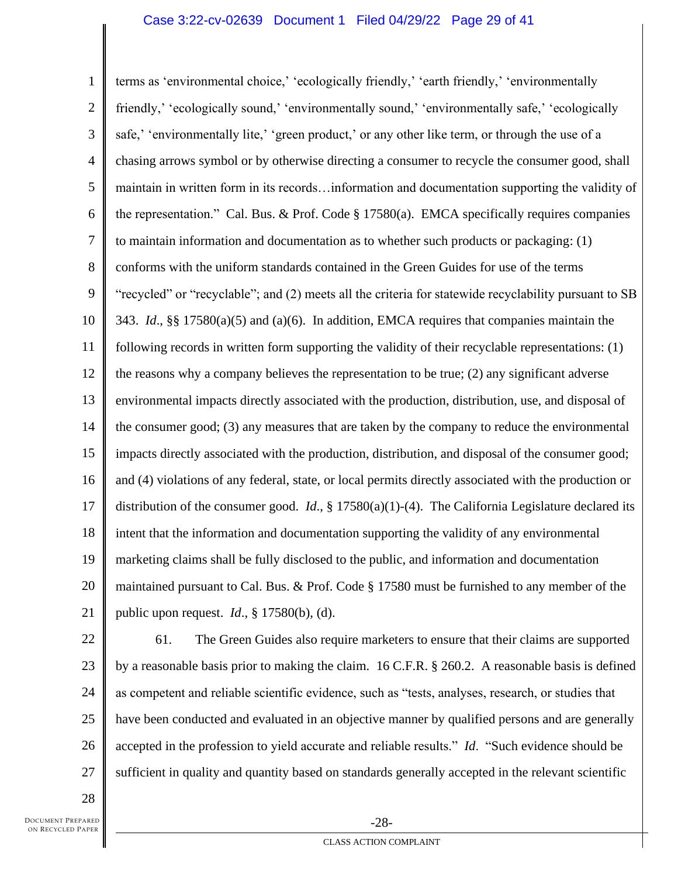terms as 'environmental choice,' 'ecologically friendly,' 'earth friendly,' 'environmentally friendly,' 'ecologically sound,' 'environmentally sound,' 'environmentally safe,' 'ecologically safe,' 'environmentally lite,' 'green product,' or any other like term, or through the use of a chasing arrows symbol or by otherwise directing a consumer to recycle the consumer good, shall maintain in written form in its records…information and documentation supporting the validity of the representation." Cal. Bus. & Prof. Code § 17580(a). EMCA specifically requires companies to maintain information and documentation as to whether such products or packaging: (1) conforms with the uniform standards contained in the Green Guides for use of the terms "recycled" or "recyclable"; and (2) meets all the criteria for statewide recyclability pursuant to SB 343. *Id*., §§ 17580(a)(5) and (a)(6). In addition, EMCA requires that companies maintain the following records in written form supporting the validity of their recyclable representations: (1) the reasons why a company believes the representation to be true; (2) any significant adverse environmental impacts directly associated with the production, distribution, use, and disposal of the consumer good; (3) any measures that are taken by the company to reduce the environmental impacts directly associated with the production, distribution, and disposal of the consumer good; and (4) violations of any federal, state, or local permits directly associated with the production or distribution of the consumer good. *Id*., § 17580(a)(1)-(4). The California Legislature declared its intent that the information and documentation supporting the validity of any environmental marketing claims shall be fully disclosed to the public, and information and documentation maintained pursuant to Cal. Bus. & Prof. Code § 17580 must be furnished to any member of the public upon request. *Id*., § 17580(b), (d).

61. The Green Guides also require marketers to ensure that their claims are supported by a reasonable basis prior to making the claim. 16 C.F.R. § 260.2. A reasonable basis is defined as competent and reliable scientific evidence, such as "tests, analyses, research, or studies that have been conducted and evaluated in an objective manner by qualified persons and are generally accepted in the profession to yield accurate and reliable results." *Id*. "Such evidence should be sufficient in quality and quantity based on standards generally accepted in the relevant scientific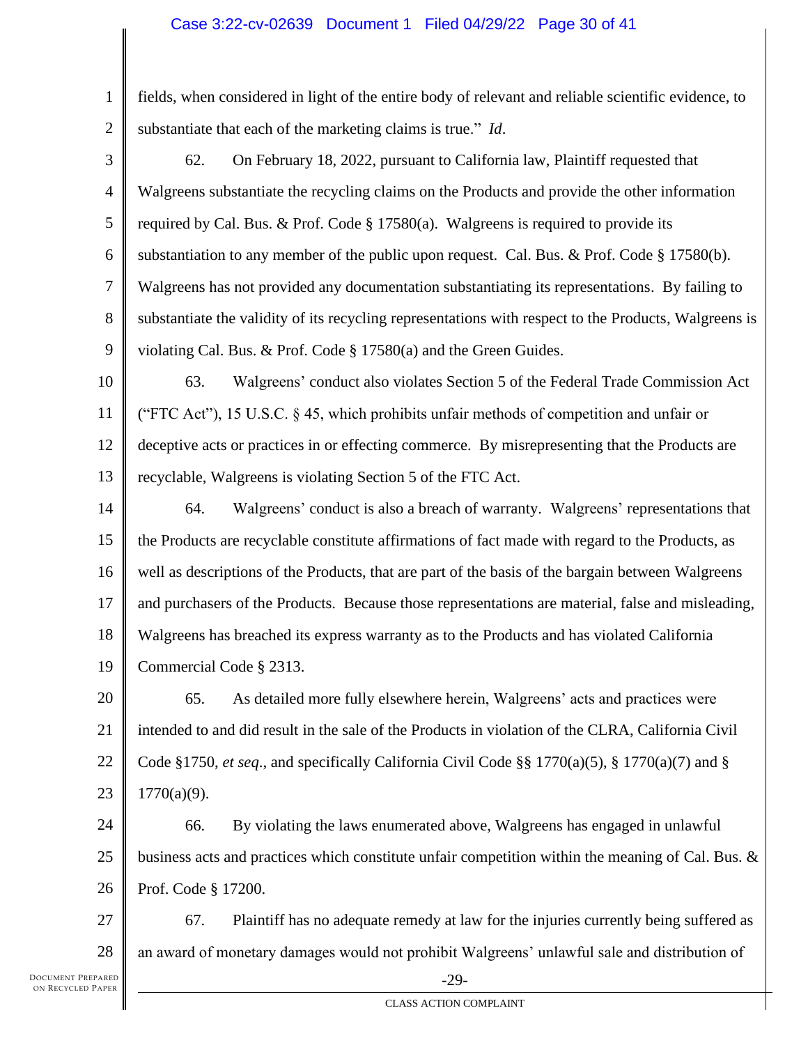fields, when considered in light of the entire body of relevant and reliable scientific evidence, to substantiate that each of the marketing claims is true." *Id*.

62. On February 18, 2022, pursuant to California law, Plaintiff requested that Walgreens substantiate the recycling claims on the Products and provide the other information required by Cal. Bus. & Prof. Code § 17580(a). Walgreens is required to provide its substantiation to any member of the public upon request. Cal. Bus. & Prof. Code § 17580(b). Walgreens has not provided any documentation substantiating its representations. By failing to substantiate the validity of its recycling representations with respect to the Products, Walgreens is violating Cal. Bus. & Prof. Code § 17580(a) and the Green Guides.

63. Walgreens' conduct also violates Section 5 of the Federal Trade Commission Act ("FTC Act"), 15 U.S.C. § 45, which prohibits unfair methods of competition and unfair or deceptive acts or practices in or effecting commerce. By misrepresenting that the Products are recyclable, Walgreens is violating Section 5 of the FTC Act.

64. Walgreens' conduct is also a breach of warranty. Walgreens' representations that the Products are recyclable constitute affirmations of fact made with regard to the Products, as well as descriptions of the Products, that are part of the basis of the bargain between Walgreens and purchasers of the Products. Because those representations are material, false and misleading, Walgreens has breached its express warranty as to the Products and has violated California Commercial Code § 2313.

65. As detailed more fully elsewhere herein, Walgreens' acts and practices were intended to and did result in the sale of the Products in violation of the CLRA, California Civil Code §1750, *et seq*., and specifically California Civil Code §§ 1770(a)(5), § 1770(a)(7) and § 1770(a)(9).

66. By violating the laws enumerated above, Walgreens has engaged in unlawful business acts and practices which constitute unfair competition within the meaning of Cal. Bus. & Prof. Code § 17200.

67. Plaintiff has no adequate remedy at law for the injuries currently being suffered as an award of monetary damages would not prohibit Walgreens' unlawful sale and distribution of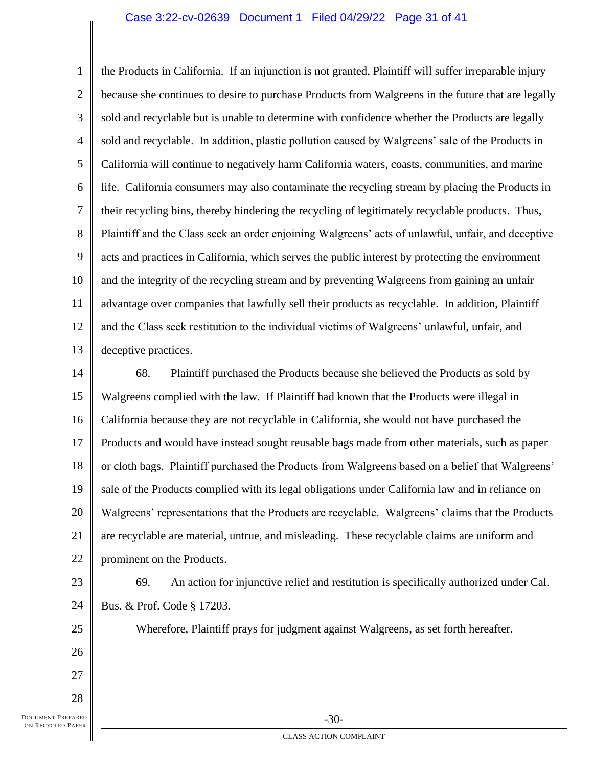the Products in California. If an injunction is not granted, Plaintiff will suffer irreparable injury because she continues to desire to purchase Products from Walgreens in the future that are legally sold and recyclable but is unable to determine with confidence whether the Products are legally sold and recyclable. In addition, plastic pollution caused by Walgreens' sale of the Products in California will continue to negatively harm California waters, coasts, communities, and marine life. California consumers may also contaminate the recycling stream by placing the Products in their recycling bins, thereby hindering the recycling of legitimately recyclable products. Thus, Plaintiff and the Class seek an order enjoining Walgreens' acts of unlawful, unfair, and deceptive acts and practices in California, which serves the public interest by protecting the environment and the integrity of the recycling stream and by preventing Walgreens from gaining an unfair advantage over companies that lawfully sell their products as recyclable. In addition, Plaintiff and the Class seek restitution to the individual victims of Walgreens' unlawful, unfair, and deceptive practices.

68. Plaintiff purchased the Products because she believed the Products as sold by Walgreens complied with the law. If Plaintiff had known that the Products were illegal in California because they are not recyclable in California, she would not have purchased the Products and would have instead sought reusable bags made from other materials, such as paper or cloth bags. Plaintiff purchased the Products from Walgreens based on a belief that Walgreens' sale of the Products complied with its legal obligations under California law and in reliance on Walgreens' representations that the Products are recyclable. Walgreens' claims that the Products are recyclable are material, untrue, and misleading. These recyclable claims are uniform and prominent on the Products.

69. An action for injunctive relief and restitution is specifically authorized under Cal. Bus. & Prof. Code § 17203.

Wherefore, Plaintiff prays for judgment against Walgreens, as set forth hereafter.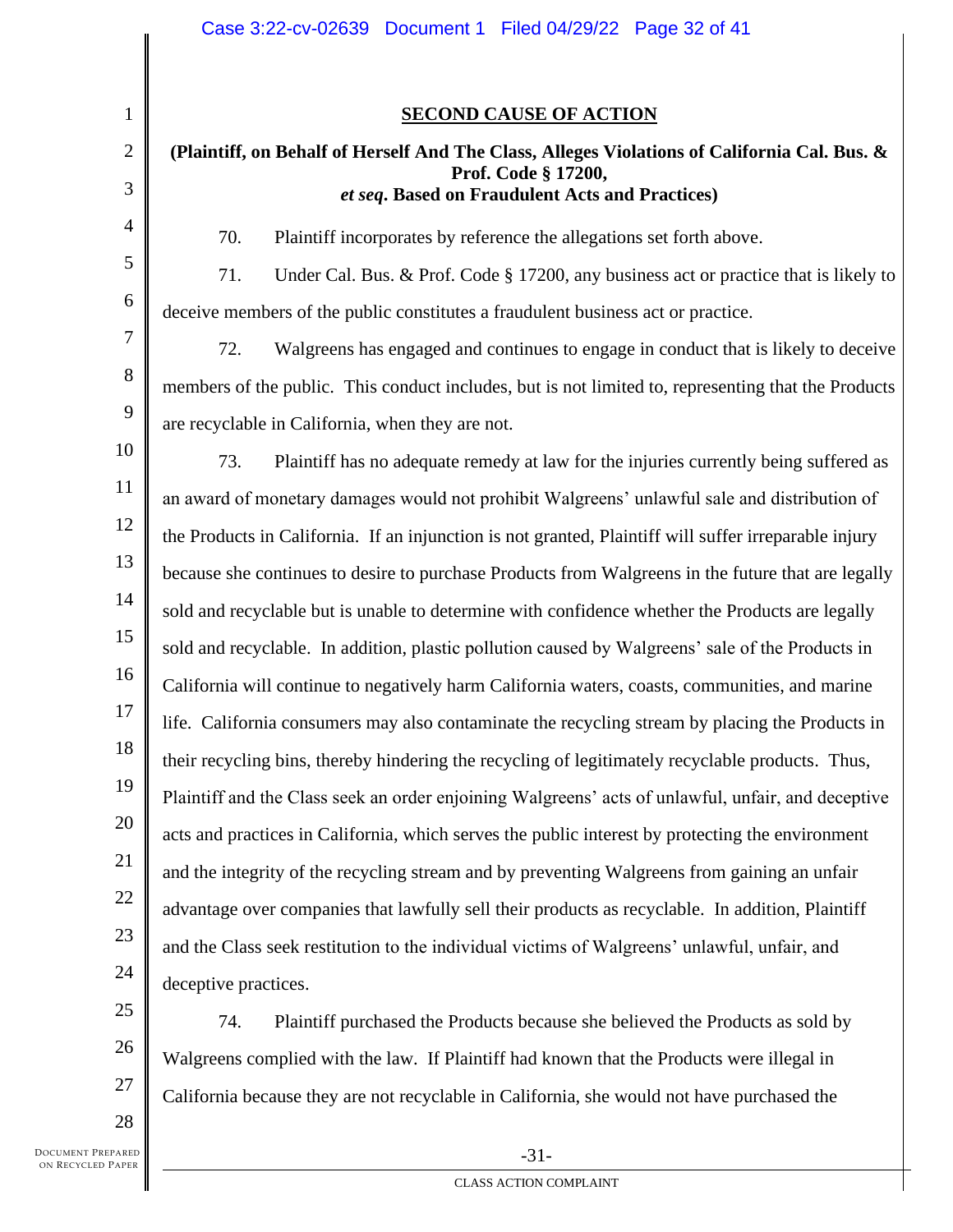**SECOND CAUSE OF ACTION**

**(Plaintiff, on Behalf of Herself And The Class, Alleges Violations of California Cal. Bus. & Prof. Code § 17200, *et seq*. Based on Fraudulent Acts and Practices)**

70. Plaintiff incorporates by reference the allegations set forth above.

71. Under Cal. Bus. & Prof. Code § 17200, any business act or practice that is likely to deceive members of the public constitutes a fraudulent business act or practice.

72. Walgreens has engaged and continues to engage in conduct that is likely to deceive members of the public. This conduct includes, but is not limited to, representing that the Products are recyclable in California, when they are not.

73. Plaintiff has no adequate remedy at law for the injuries currently being suffered as an award of monetary damages would not prohibit Walgreens' unlawful sale and distribution of the Products in California. If an injunction is not granted, Plaintiff will suffer irreparable injury because she continues to desire to purchase Products from Walgreens in the future that are legally sold and recyclable but is unable to determine with confidence whether the Products are legally sold and recyclable. In addition, plastic pollution caused by Walgreens' sale of the Products in California will continue to negatively harm California waters, coasts, communities, and marine life. California consumers may also contaminate the recycling stream by placing the Products in their recycling bins, thereby hindering the recycling of legitimately recyclable products. Thus, Plaintiff and the Class seek an order enjoining Walgreens' acts of unlawful, unfair, and deceptive acts and practices in California, which serves the public interest by protecting the environment and the integrity of the recycling stream and by preventing Walgreens from gaining an unfair advantage over companies that lawfully sell their products as recyclable. In addition, Plaintiff and the Class seek restitution to the individual victims of Walgreens' unlawful, unfair, and deceptive practices.

74. Plaintiff purchased the Products because she believed the Products as sold by Walgreens complied with the law. If Plaintiff had known that the Products were illegal in California because they are not recyclable in California, she would not have purchased the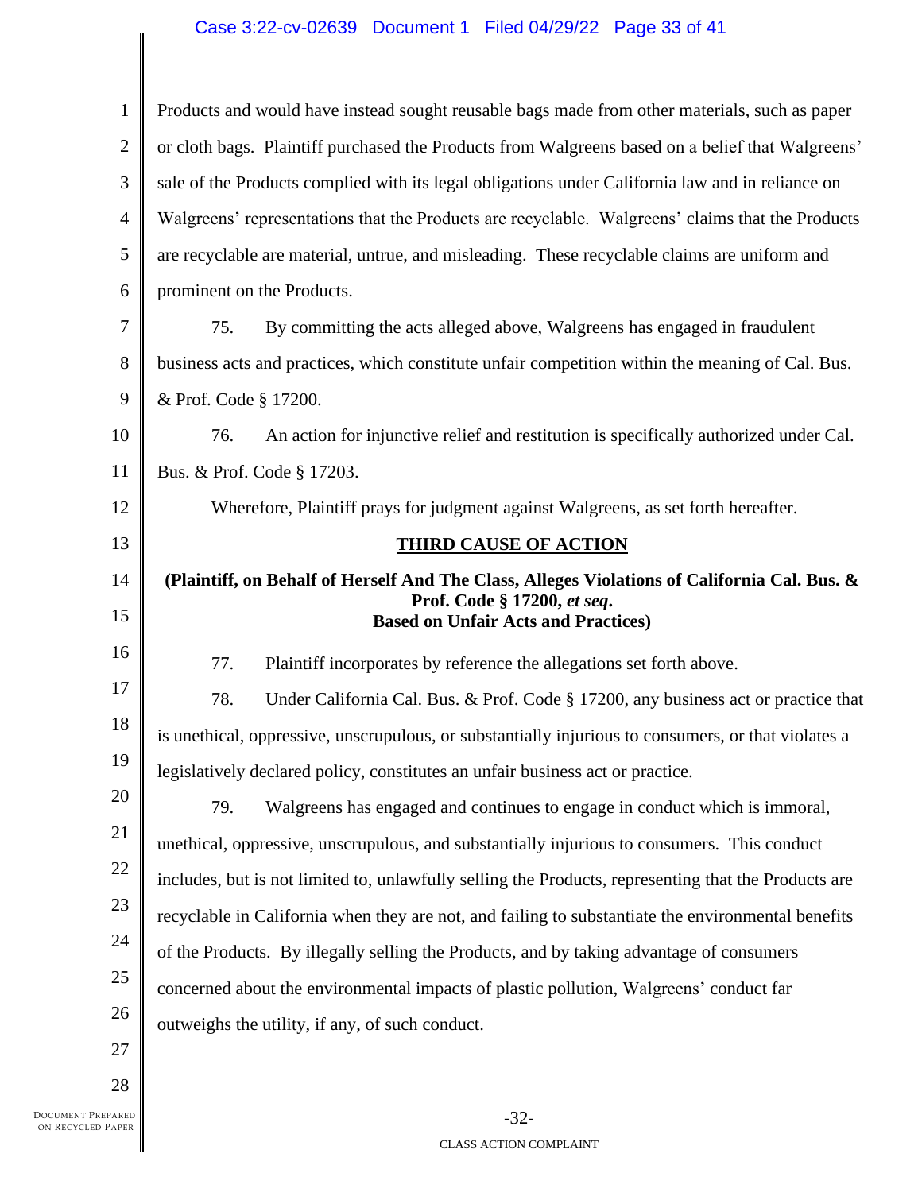Products and would have instead sought reusable bags made from other materials, such as paper or cloth bags. Plaintiff purchased the Products from Walgreens based on a belief that Walgreens' sale of the Products complied with its legal obligations under California law and in reliance on Walgreens' representations that the Products are recyclable. Walgreens' claims that the Products are recyclable are material, untrue, and misleading. These recyclable claims are uniform and prominent on the Products.

75. By committing the acts alleged above, Walgreens has engaged in fraudulent business acts and practices, which constitute unfair competition within the meaning of Cal. Bus. & Prof. Code § 17200.

76. An action for injunctive relief and restitution is specifically authorized under Cal. Bus. & Prof. Code § 17203.

Wherefore, Plaintiff prays for judgment against Walgreens, as set forth hereafter.

## THIRD CAUSE OF ACTION

**(Plaintiff, on Behalf of Herself And The Class, Alleges Violations of California Cal. Bus. & Prof. Code § 17200, *et seq*. Based on Unfair Acts and Practices)**

77. Plaintiff incorporates by reference the allegations set forth above.

78. Under California Cal. Bus. & Prof. Code § 17200, any business act or practice that is unethical, oppressive, unscrupulous, or substantially injurious to consumers, or that violates a legislatively declared policy, constitutes an unfair business act or practice.

79. Walgreens has engaged and continues to engage in conduct which is immoral, unethical, oppressive, unscrupulous, and substantially injurious to consumers. This conduct includes, but is not limited to, unlawfully selling the Products, representing that the Products are recyclable in California when they are not, and failing to substantiate the environmental benefits of the Products. By illegally selling the Products, and by taking advantage of consumers concerned about the environmental impacts of plastic pollution, Walgreens' conduct far outweighs the utility, if any, of such conduct.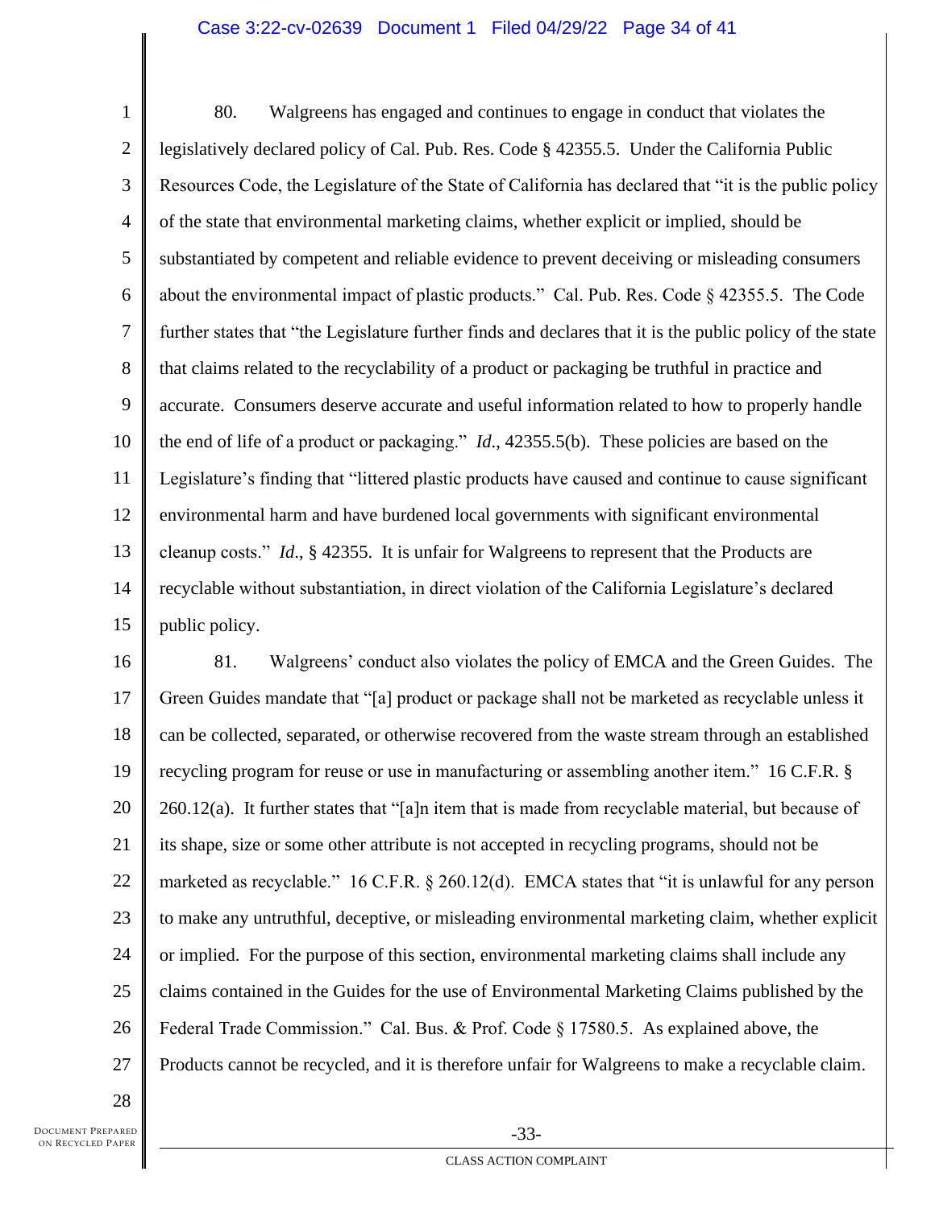80. Walgreens has engaged and continues to engage in conduct that violates the legislatively declared policy of Cal. Pub. Res. Code § 42355.5. Under the California Public Resources Code, the Legislature of the State of California has declared that "it is the public policy of the state that environmental marketing claims, whether explicit or implied, should be substantiated by competent and reliable evidence to prevent deceiving or misleading consumers about the environmental impact of plastic products." Cal. Pub. Res. Code § 42355.5. The Code further states that "the Legislature further finds and declares that it is the public policy of the state that claims related to the recyclability of a product or packaging be truthful in practice and accurate. Consumers deserve accurate and useful information related to how to properly handle the end of life of a product or packaging." *Id.*, 42355.5(b). These policies are based on the Legislature's finding that "littered plastic products have caused and continue to cause significant environmental harm and have burdened local governments with significant environmental cleanup costs." *Id.*, § 42355. It is unfair for Walgreens to represent that the Products are recyclable without substantiation, in direct violation of the California Legislature's declared public policy.

81. Walgreens' conduct also violates the policy of EMCA and the Green Guides. The Green Guides mandate that "[a] product or package shall not be marketed as recyclable unless it can be collected, separated, or otherwise recovered from the waste stream through an established recycling program for reuse or use in manufacturing or assembling another item." 16 C.F.R. § 260.12(a). It further states that "[a]n item that is made from recyclable material, but because of its shape, size or some other attribute is not accepted in recycling programs, should not be marketed as recyclable." 16 C.F.R. § 260.12(d). EMCA states that "it is unlawful for any person to make any untruthful, deceptive, or misleading environmental marketing claim, whether explicit or implied. For the purpose of this section, environmental marketing claims shall include any claims contained in the Guides for the use of Environmental Marketing Claims published by the Federal Trade Commission." Cal. Bus. & Prof. Code § 17580.5. As explained above, the Products cannot be recycled, and it is therefore unfair for Walgreens to make a recyclable claim.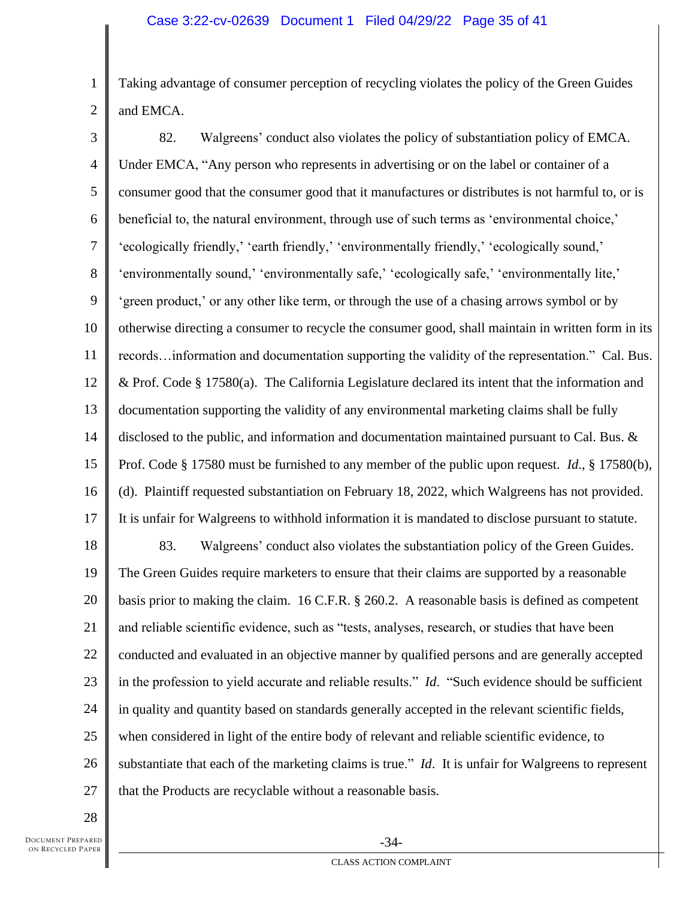Taking advantage of consumer perception of recycling violates the policy of the Green Guides and EMCA.

82. Walgreens' conduct also violates the policy of substantiation policy of EMCA. Under EMCA, "Any person who represents in advertising or on the label or container of a consumer good that the consumer good that it manufactures or distributes is not harmful to, or is beneficial to, the natural environment, through use of such terms as 'environmental choice,' 'ecologically friendly,' 'earth friendly,' 'environmentally friendly,' 'ecologically sound,' 'environmentally sound,' 'environmentally safe,' 'ecologically safe,' 'environmentally lite,' 'green product,' or any other like term, or through the use of a chasing arrows symbol or by otherwise directing a consumer to recycle the consumer good, shall maintain in written form in its records…information and documentation supporting the validity of the representation." Cal. Bus. & Prof. Code § 17580(a). The California Legislature declared its intent that the information and documentation supporting the validity of any environmental marketing claims shall be fully disclosed to the public, and information and documentation maintained pursuant to Cal. Bus. & Prof. Code § 17580 must be furnished to any member of the public upon request. *Id*., § 17580(b), (d). Plaintiff requested substantiation on February 18, 2022, which Walgreens has not provided. It is unfair for Walgreens to withhold information it is mandated to disclose pursuant to statute.

83. Walgreens' conduct also violates the substantiation policy of the Green Guides. The Green Guides require marketers to ensure that their claims are supported by a reasonable basis prior to making the claim. 16 C.F.R. § 260.2. A reasonable basis is defined as competent and reliable scientific evidence, such as "tests, analyses, research, or studies that have been conducted and evaluated in an objective manner by qualified persons and are generally accepted in the profession to yield accurate and reliable results." *Id*. "Such evidence should be sufficient in quality and quantity based on standards generally accepted in the relevant scientific fields, when considered in light of the entire body of relevant and reliable scientific evidence, to substantiate that each of the marketing claims is true." *Id*. It is unfair for Walgreens to represent that the Products are recyclable without a reasonable basis.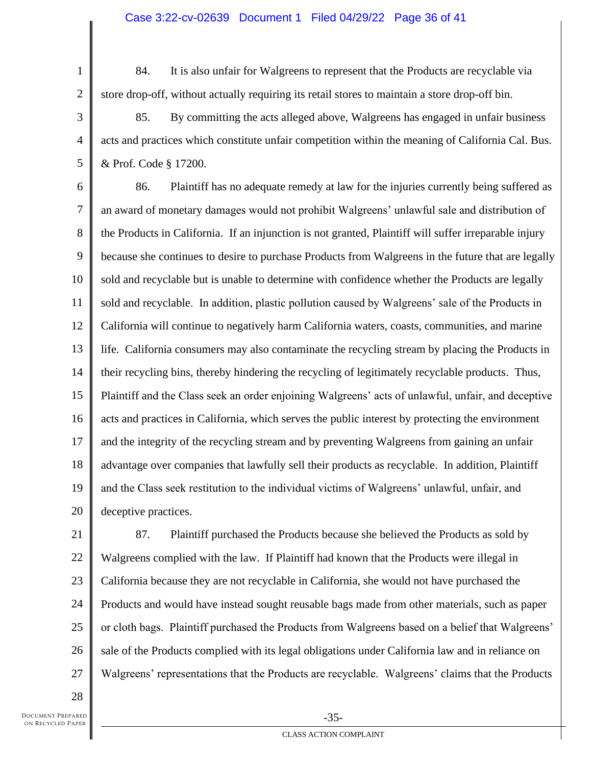84. It is also unfair for Walgreens to represent that the Products are recyclable via store drop-off, without actually requiring its retail stores to maintain a store drop-off bin.

85. By committing the acts alleged above, Walgreens has engaged in unfair business acts and practices which constitute unfair competition within the meaning of California Cal. Bus. & Prof. Code § 17200.

86. Plaintiff has no adequate remedy at law for the injuries currently being suffered as an award of monetary damages would not prohibit Walgreens' unlawful sale and distribution of the Products in California. If an injunction is not granted, Plaintiff will suffer irreparable injury because she continues to desire to purchase Products from Walgreens in the future that are legally sold and recyclable but is unable to determine with confidence whether the Products are legally sold and recyclable. In addition, plastic pollution caused by Walgreens' sale of the Products in California will continue to negatively harm California waters, coasts, communities, and marine life. California consumers may also contaminate the recycling stream by placing the Products in their recycling bins, thereby hindering the recycling of legitimately recyclable products. Thus, Plaintiff and the Class seek an order enjoining Walgreens' acts of unlawful, unfair, and deceptive acts and practices in California, which serves the public interest by protecting the environment and the integrity of the recycling stream and by preventing Walgreens from gaining an unfair advantage over companies that lawfully sell their products as recyclable. In addition, Plaintiff and the Class seek restitution to the individual victims of Walgreens' unlawful, unfair, and deceptive practices.

87. Plaintiff purchased the Products because she believed the Products as sold by Walgreens complied with the law. If Plaintiff had known that the Products were illegal in California because they are not recyclable in California, she would not have purchased the Products and would have instead sought reusable bags made from other materials, such as paper or cloth bags. Plaintiff purchased the Products from Walgreens based on a belief that Walgreens' sale of the Products complied with its legal obligations under California law and in reliance on Walgreens' representations that the Products are recyclable. Walgreens' claims that the Products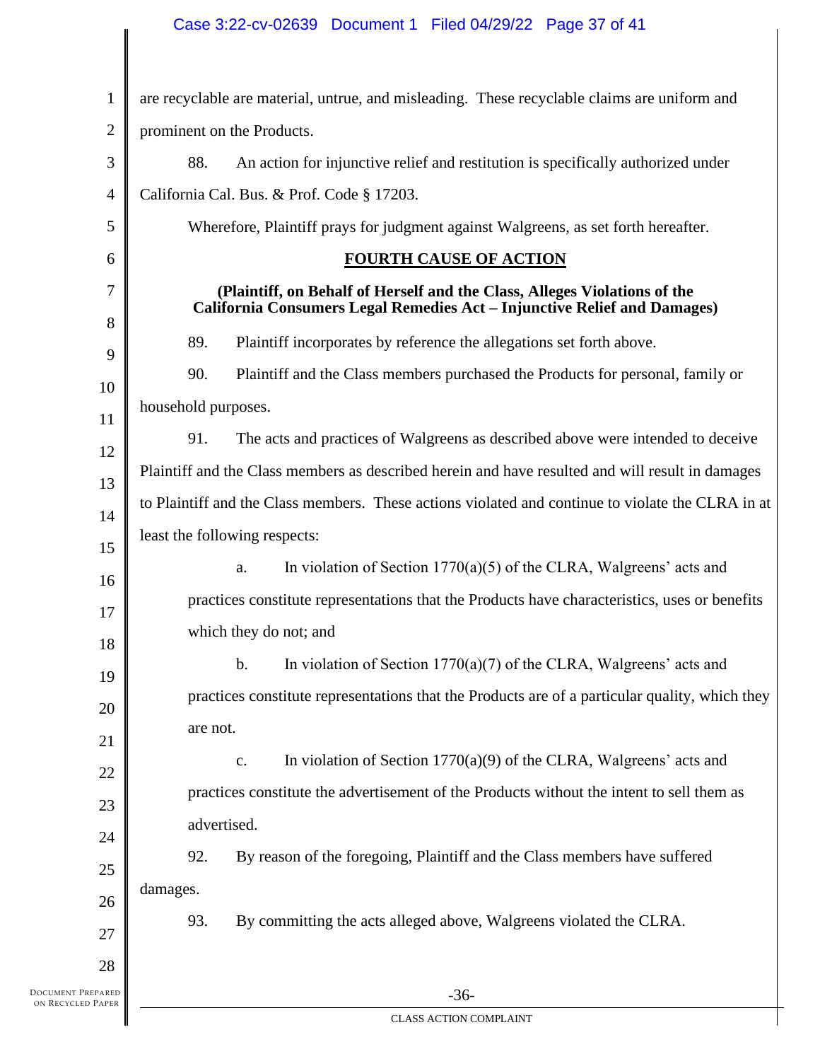are recyclable are material, untrue, and misleading. These recyclable claims are uniform and prominent on the Products.

88. An action for injunctive relief and restitution is specifically authorized under California Cal. Bus. & Prof. Code § 17203.

Wherefore, Plaintiff prays for judgment against Walgreens, as set forth hereafter.

## FOURTH CAUSE OF ACTION

**(Plaintiff, on Behalf of Herself and the Class, Alleges Violations of the California Consumers Legal Remedies Act – Injunctive Relief and Damages)**

89. Plaintiff incorporates by reference the allegations set forth above.

90. Plaintiff and the Class members purchased the Products for personal, family or household purposes.

91. The acts and practices of Walgreens as described above were intended to deceive Plaintiff and the Class members as described herein and have resulted and will result in damages to Plaintiff and the Class members. These actions violated and continue to violate the CLRA in at least the following respects:

a. In violation of Section 1770(a)(5) of the CLRA, Walgreens' acts and practices constitute representations that the Products have characteristics, uses or benefits which they do not; and

b. In violation of Section 1770(a)(7) of the CLRA, Walgreens' acts and practices constitute representations that the Products are of a particular quality, which they are not.

c. In violation of Section 1770(a)(9) of the CLRA, Walgreens' acts and practices constitute the advertisement of the Products without the intent to sell them as advertised.

92. By reason of the foregoing, Plaintiff and the Class members have suffered damages.

93. By committing the acts alleged above, Walgreens violated the CLRA.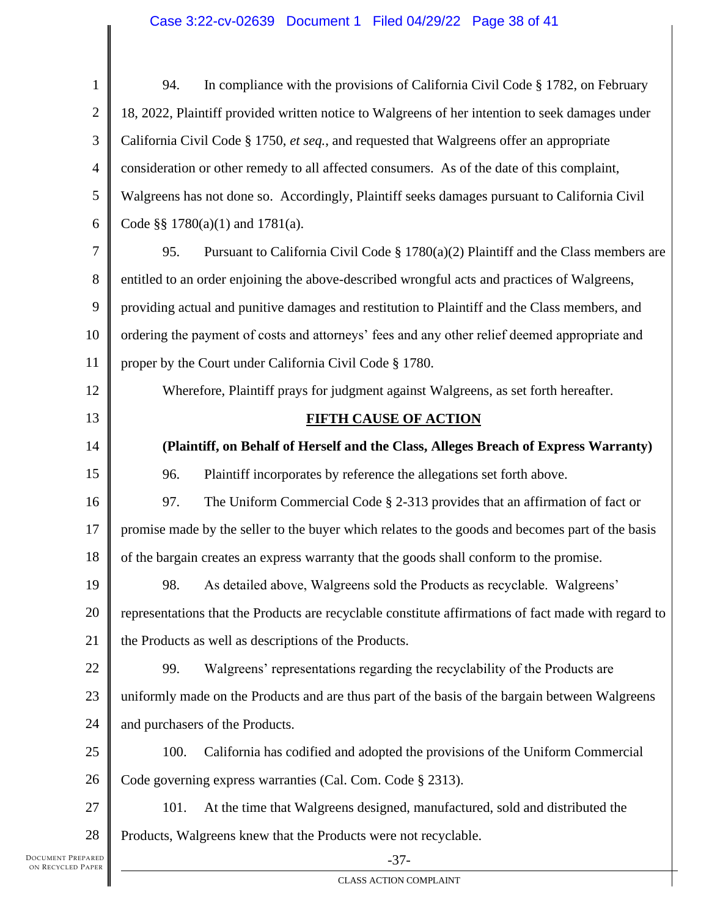94. In compliance with the provisions of California Civil Code § 1782, on February 18, 2022, Plaintiff provided written notice to Walgreens of her intention to seek damages under California Civil Code § 1750, *et seq.*, and requested that Walgreens offer an appropriate consideration or other remedy to all affected consumers. As of the date of this complaint, Walgreens has not done so. Accordingly, Plaintiff seeks damages pursuant to California Civil Code §§ 1780(a)(1) and 1781(a).

95. Pursuant to California Civil Code § 1780(a)(2) Plaintiff and the Class members are entitled to an order enjoining the above-described wrongful acts and practices of Walgreens, providing actual and punitive damages and restitution to Plaintiff and the Class members, and ordering the payment of costs and attorneys' fees and any other relief deemed appropriate and proper by the Court under California Civil Code § 1780.

Wherefore, Plaintiff prays for judgment against Walgreens, as set forth hereafter.

## FIFTH CAUSE OF ACTION

**(Plaintiff, on Behalf of Herself and the Class, Alleges Breach of Express Warranty)**

96. Plaintiff incorporates by reference the allegations set forth above.

97. The Uniform Commercial Code § 2-313 provides that an affirmation of fact or promise made by the seller to the buyer which relates to the goods and becomes part of the basis of the bargain creates an express warranty that the goods shall conform to the promise.

98. As detailed above, Walgreens sold the Products as recyclable. Walgreens' representations that the Products are recyclable constitute affirmations of fact made with regard to the Products as well as descriptions of the Products.

99. Walgreens' representations regarding the recyclability of the Products are uniformly made on the Products and are thus part of the basis of the bargain between Walgreens and purchasers of the Products.

100. California has codified and adopted the provisions of the Uniform Commercial Code governing express warranties (Cal. Com. Code § 2313).

101. At the time that Walgreens designed, manufactured, sold and distributed the Products, Walgreens knew that the Products were not recyclable.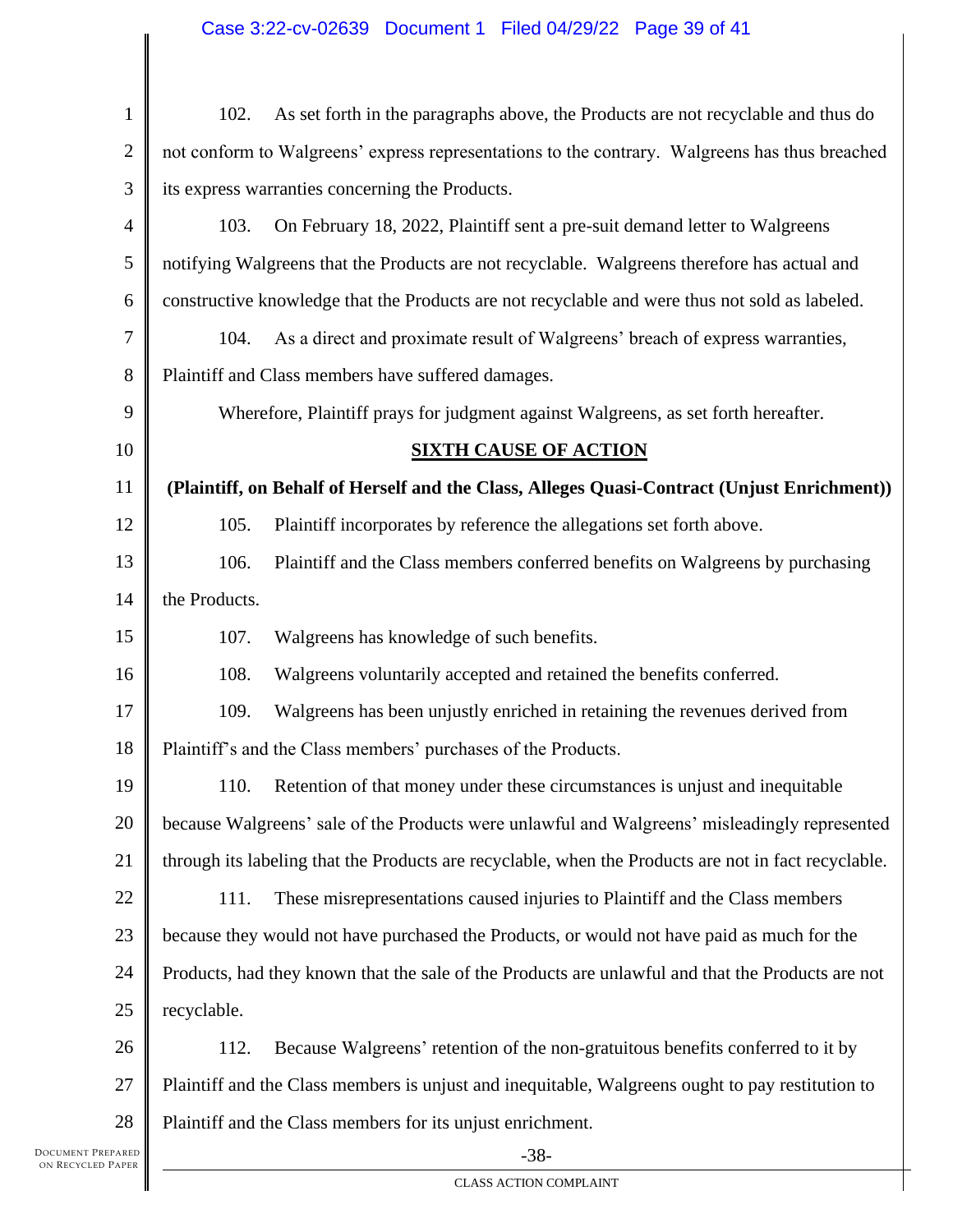102. As set forth in the paragraphs above, the Products are not recyclable and thus do not conform to Walgreens' express representations to the contrary. Walgreens has thus breached its express warranties concerning the Products.

103. On February 18, 2022, Plaintiff sent a pre-suit demand letter to Walgreens notifying Walgreens that the Products are not recyclable. Walgreens therefore has actual and constructive knowledge that the Products are not recyclable and were thus not sold as labeled.

104. As a direct and proximate result of Walgreens' breach of express warranties, Plaintiff and Class members have suffered damages.

Wherefore, Plaintiff prays for judgment against Walgreens, as set forth hereafter.

## SIXTH CAUSE OF ACTION

**(Plaintiff, on Behalf of Herself and the Class, Alleges Quasi-Contract (Unjust Enrichment))**

105. Plaintiff incorporates by reference the allegations set forth above.

106. Plaintiff and the Class members conferred benefits on Walgreens by purchasing the Products.

107. Walgreens has knowledge of such benefits.

108. Walgreens voluntarily accepted and retained the benefits conferred.

109. Walgreens has been unjustly enriched in retaining the revenues derived from Plaintiff's and the Class members' purchases of the Products.

110. Retention of that money under these circumstances is unjust and inequitable because Walgreens' sale of the Products were unlawful and Walgreens' misleadingly represented through its labeling that the Products are recyclable, when the Products are not in fact recyclable.

111. These misrepresentations caused injuries to Plaintiff and the Class members because they would not have purchased the Products, or would not have paid as much for the Products, had they known that the sale of the Products are unlawful and that the Products are not recyclable.

112. Because Walgreens' retention of the non-gratuitous benefits conferred to it by Plaintiff and the Class members is unjust and inequitable, Walgreens ought to pay restitution to Plaintiff and the Class members for its unjust enrichment.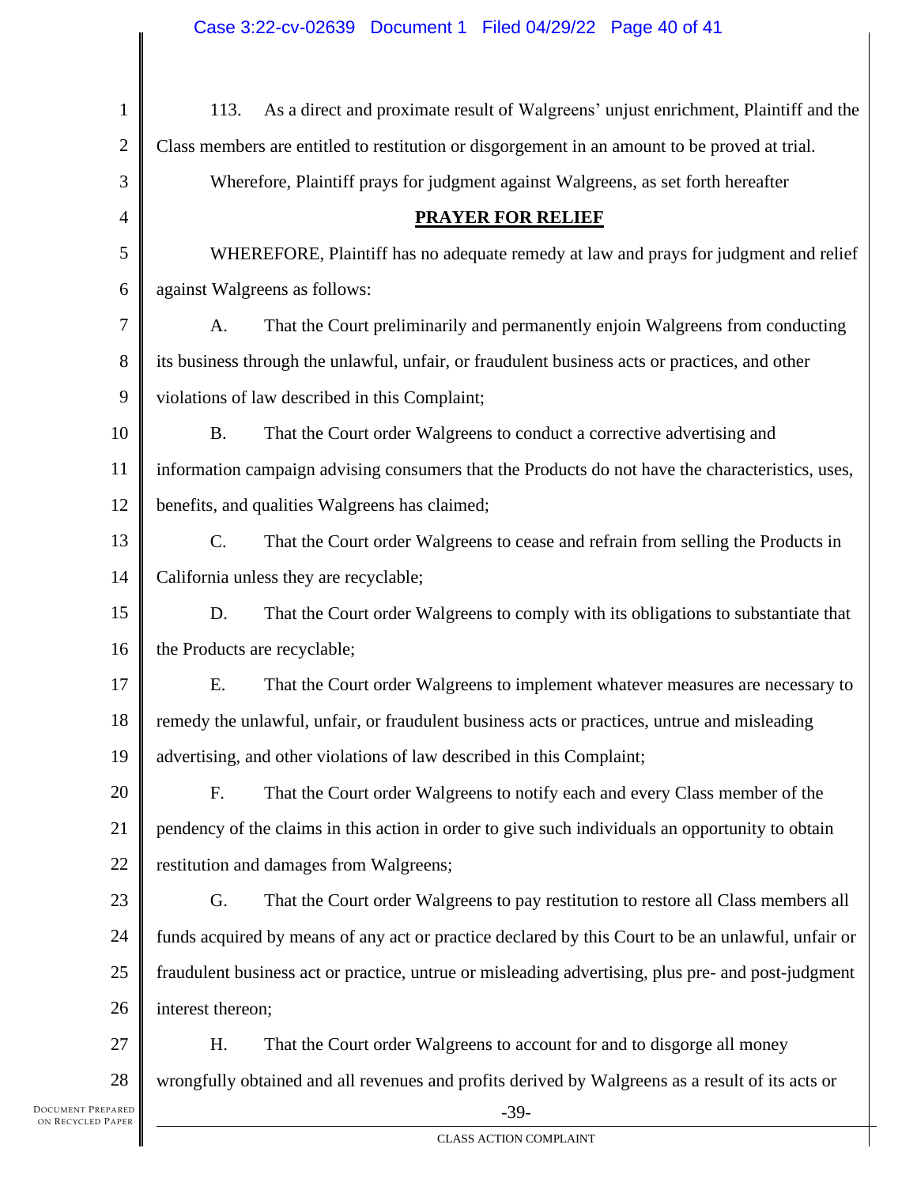113. As a direct and proximate result of Walgreens' unjust enrichment, Plaintiff and the Class members are entitled to restitution or disgorgement in an amount to be proved at trial.

Wherefore, Plaintiff prays for judgment against Walgreens, as set forth hereafter

## **PRAYER FOR RELIEF**

WHEREFORE, Plaintiff has no adequate remedy at law and prays for judgment and relief against Walgreens as follows:

A. That the Court preliminarily and permanently enjoin Walgreens from conducting its business through the unlawful, unfair, or fraudulent business acts or practices, and other violations of law described in this Complaint;

B. That the Court order Walgreens to conduct a corrective advertising and information campaign advising consumers that the Products do not have the characteristics, uses, benefits, and qualities Walgreens has claimed;

C. That the Court order Walgreens to cease and refrain from selling the Products in California unless they are recyclable;

D. That the Court order Walgreens to comply with its obligations to substantiate that the Products are recyclable;

E. That the Court order Walgreens to implement whatever measures are necessary to remedy the unlawful, unfair, or fraudulent business acts or practices, untrue and misleading advertising, and other violations of law described in this Complaint;

F. That the Court order Walgreens to notify each and every Class member of the pendency of the claims in this action in order to give such individuals an opportunity to obtain restitution and damages from Walgreens;

G. That the Court order Walgreens to pay restitution to restore all Class members all funds acquired by means of any act or practice declared by this Court to be an unlawful, unfair or fraudulent business act or practice, untrue or misleading advertising, plus pre- and post-judgment interest thereon;

H. That the Court order Walgreens to account for and to disgorge all money wrongfully obtained and all revenues and profits derived by Walgreens as a result of its acts or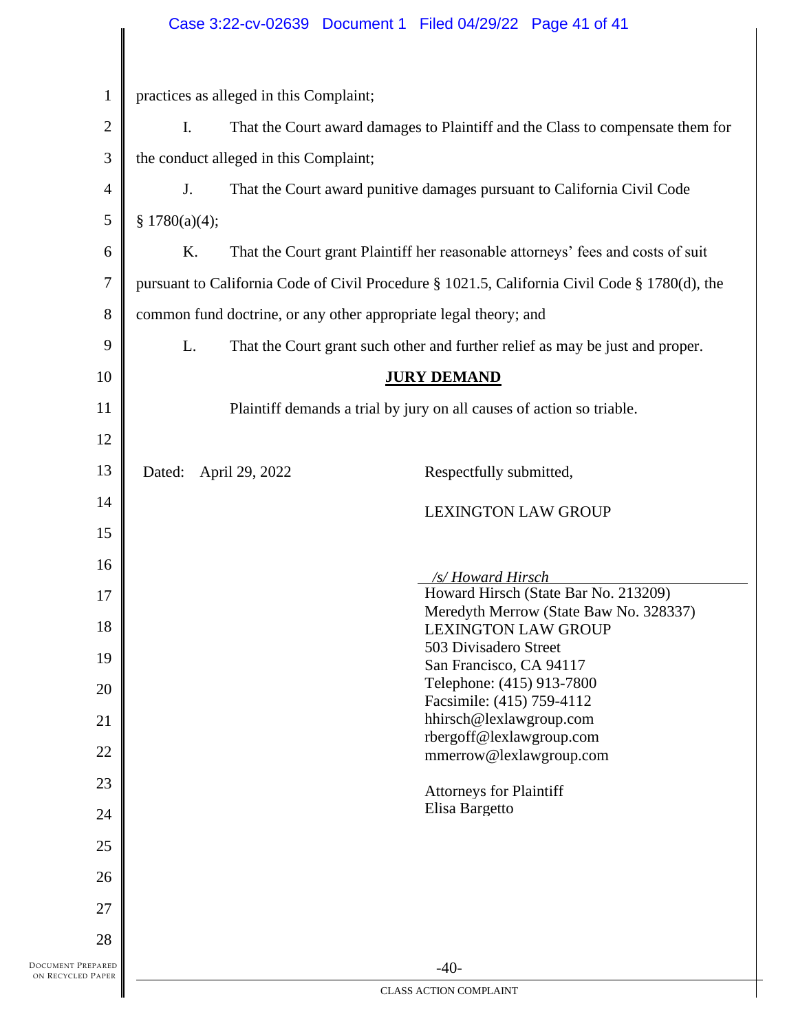practices as alleged in this Complaint;

I. That the Court award damages to Plaintiff and the Class to compensate them for the conduct alleged in this Complaint;

J. That the Court award punitive damages pursuant to California Civil Code § 1780(a)(4);

K. That the Court grant Plaintiff her reasonable attorneys' fees and costs of suit pursuant to California Code of Civil Procedure § 1021.5, California Civil Code § 1780(d), the common fund doctrine, or any other appropriate legal theory; and

L. That the Court grant such other and further relief as may be just and proper.

## JURY DEMAND

Plaintiff demands a trial by jury on all causes of action so triable.

Dated: April 29, 2022

Respectfully submitted,

LEXINGTON LAW GROUP

*/s/ Howard Hirsch*
Howard Hirsch (State Bar No. 213209)
Meredyth Merrow (State Baw No. 328337)
LEXINGTON LAW GROUP
503 Divisadero Street
San Francisco, CA 94117
Telephone: (415) 913-7800
Facsimile: (415) 759-4112
hhirsch@lexlawgroup.com
rbergoff@lexlawgroup.com
mmerrow@lexlawgroup.com

Attorneys for Plaintiff
Elisa Bargetto